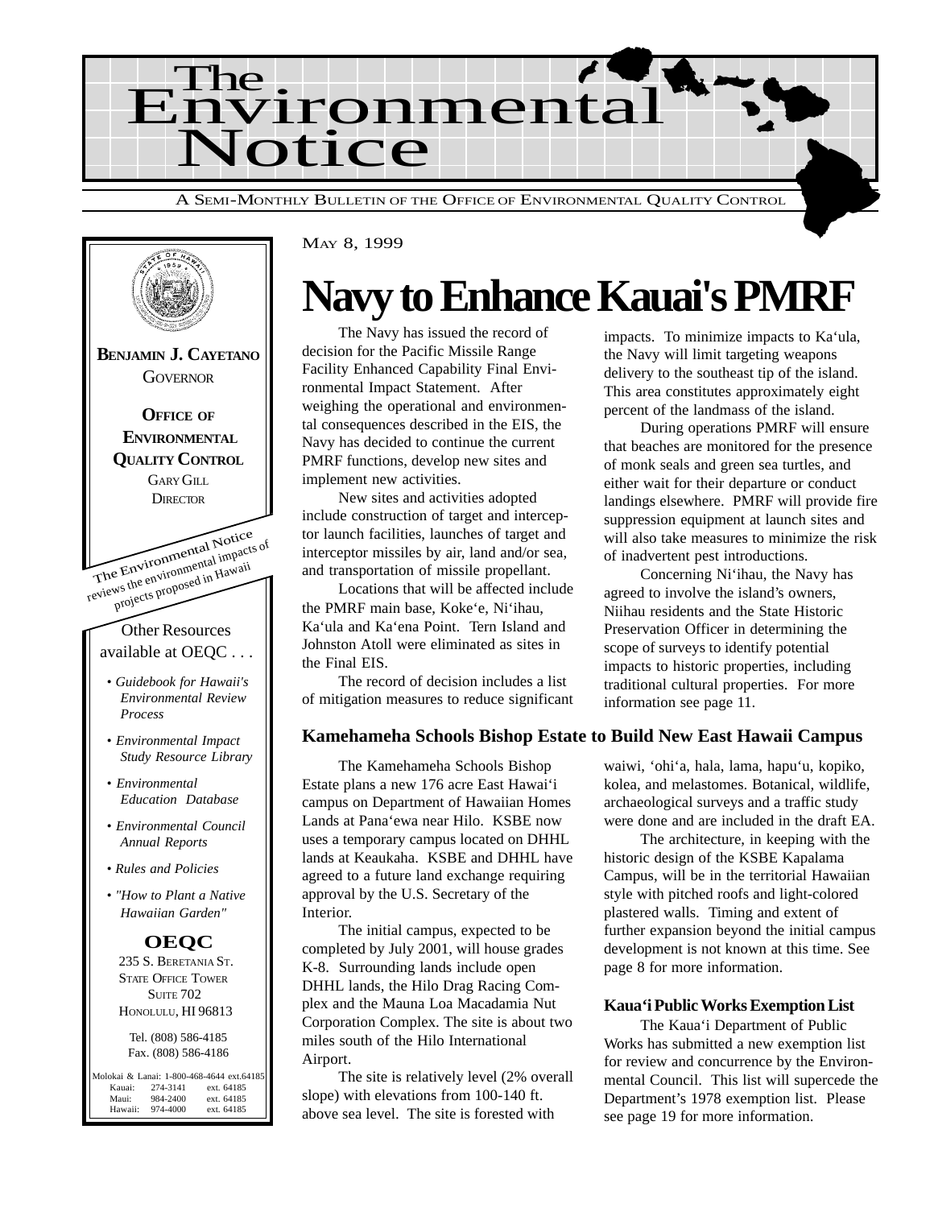# The Environmental Notice

A SEMI-MONTHLY BULLETIN OF THE OFFICE OF ENVIRONMENTAL QUALITY CONTROL

MAY 8, 1999

**BENJAMIN J. CAYETANO**
GOVERNOR

**OFFICE OF ENVIRONMENTAL QUALITY CONTROL**
GARY GILL
DIRECTOR

The Environmental Notice reviews the environmental impacts of projects proposed in Hawaii

Other Resources available at OEQC . . .

- *Guidebook for Hawaii's Environmental Review Process*
- *Environmental Impact Study Resource Library*
- *Environmental Education Database*
- *Environmental Council Annual Reports*
- *Rules and Policies*
- *"How to Plant a Native Hawaiian Garden"*

**OEQC**
235 S. BERETANIA ST.
STATE OFFICE TOWER
SUITE 702
HONOLULU, HI 96813

Tel. (808) 586-4185
Fax. (808) 586-4186

Molokai & Lanai: 1-800-468-4644 ext.64185
Kauai: 274-3141 ext. 64185
Maui: 984-2400 ext. 64185
Hawaii: 974-4000 ext. 64185

# Navy to Enhance Kauai's PMRF

The Navy has issued the record of decision for the Pacific Missile Range Facility Enhanced Capability Final Environmental Impact Statement. After weighing the operational and environmental consequences described in the EIS, the Navy has decided to continue the current PMRF functions, develop new sites and implement new activities.

New sites and activities adopted include construction of target and interceptor launch facilities, launches of target and interceptor missiles by air, land and/or sea, and transportation of missile propellant.

Locations that will be affected include the PMRF main base, Koke'e, Ni'ihau, Ka'ula and Ka'ena Point. Tern Island and Johnston Atoll were eliminated as sites in the Final EIS.

The record of decision includes a list of mitigation measures to reduce significant impacts. To minimize impacts to Ka'ula, the Navy will limit targeting weapons delivery to the southeast tip of the island. This area constitutes approximately eight percent of the landmass of the island.

During operations PMRF will ensure that beaches are monitored for the presence of monk seals and green sea turtles, and either wait for their departure or conduct landings elsewhere. PMRF will provide fire suppression equipment at launch sites and will also take measures to minimize the risk of inadvertent pest introductions.

Concerning Ni'ihau, the Navy has agreed to involve the island's owners, Niihau residents and the State Historic Preservation Officer in determining the scope of surveys to identify potential impacts to historic properties, including traditional cultural properties. For more information see page 11.

### Kamehameha Schools Bishop Estate to Build New East Hawaii Campus

The Kamehameha Schools Bishop Estate plans a new 176 acre East Hawai'i campus on Department of Hawaiian Homes Lands at Pana'ewa near Hilo. KSBE now uses a temporary campus located on DHHL lands at Keaukaha. KSBE and DHHL have agreed to a future land exchange requiring approval by the U.S. Secretary of the Interior.

The initial campus, expected to be completed by July 2001, will house grades K-8. Surrounding lands include open DHHL lands, the Hilo Drag Racing Complex and the Mauna Loa Macadamia Nut Corporation Complex. The site is about two miles south of the Hilo International Airport.

The site is relatively level (2% overall slope) with elevations from 100-140 ft. above sea level. The site is forested with waiwi, 'ohi'a, hala, lama, hapu'u, kopiko, kolea, and melastomes. Botanical, wildlife, archaeological surveys and a traffic study were done and are included in the draft EA.

The architecture, in keeping with the historic design of the KSBE Kapalama Campus, will be in the territorial Hawaiian style with pitched roofs and light-colored plastered walls. Timing and extent of further expansion beyond the initial campus development is not known at this time. See page 8 for more information.

### Kaua'i Public Works Exemption List

The Kaua'i Department of Public Works has submitted a new exemption list for review and concurrence by the Environmental Council. This list will supercede the Department's 1978 exemption list. Please see page 19 for more information.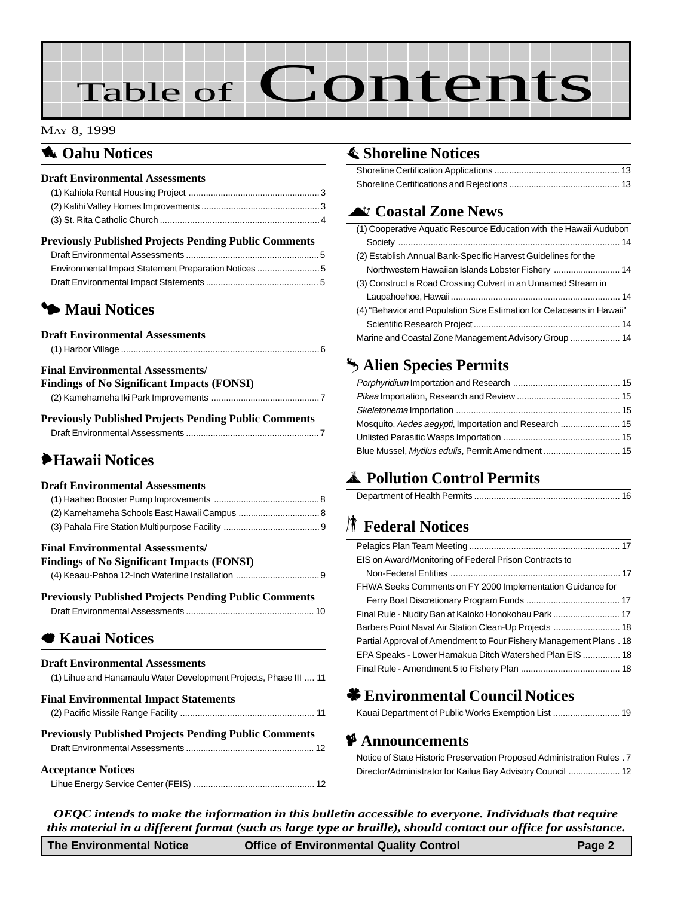# Table of Contents

MAY 8, 1999

## Oahu Notices

### Draft Environmental Assessments

- (1) Kahiola Rental Housing Project .... 3
- (2) Kalihi Valley Homes Improvements .... 3
- (3) St. Rita Catholic Church .... 4

### Previously Published Projects Pending Public Comments

- Draft Environmental Assessments .... 5
- Environmental Impact Statement Preparation Notices .... 5
- Draft Environmental Impact Statements .... 5

## Maui Notices

### Draft Environmental Assessments

- (1) Harbor Village .... 6

### Final Environmental Assessments/ Findings of No Significant Impacts (FONSI)

- (2) Kamehameha Iki Park Improvements .... 7

### Previously Published Projects Pending Public Comments

- Draft Environmental Assessments .... 7

## Hawaii Notices

### Draft Environmental Assessments

- (1) Haaheo Booster Pump Improvements .... 8
- (2) Kamehameha Schools East Hawaii Campus .... 8
- (3) Pahala Fire Station Multipurpose Facility .... 9

### Final Environmental Assessments/ Findings of No Significant Impacts (FONSI)

- (4) Keaau-Pahoa 12-Inch Waterline Installation .... 9

### Previously Published Projects Pending Public Comments

- Draft Environmental Assessments .... 10

## Kauai Notices

### Draft Environmental Assessments

- (1) Lihue and Hanamaulu Water Development Projects, Phase III .... 11

### Final Environmental Impact Statements

- (2) Pacific Missile Range Facility .... 11

### Previously Published Projects Pending Public Comments

- Draft Environmental Assessments .... 12

### Acceptance Notices

- Lihue Energy Service Center (FEIS) .... 12

## Shoreline Notices

- Shoreline Certification Applications .... 13
- Shoreline Certifications and Rejections .... 13

## Coastal Zone News

- (1) Cooperative Aquatic Resource Education with the Hawaii Audubon Society .... 14
- (2) Establish Annual Bank-Specific Harvest Guidelines for the Northwestern Hawaiian Islands Lobster Fishery .... 14
- (3) Construct a Road Crossing Culvert in an Unnamed Stream in Laupahoehoe, Hawaii .... 14
- (4) "Behavior and Population Size Estimation for Cetaceans in Hawaii" Scientific Research Project .... 14
- Marine and Coastal Zone Management Advisory Group .... 14

## Alien Species Permits

- *Porphyridium* Importation and Research .... 15
- *Pikea* Importation, Research and Review .... 15
- *Skeletonema* Importation .... 15
- Mosquito, *Aedes aegypti*, Importation and Research .... 15
- Unlisted Parasitic Wasps Importation .... 15
- Blue Mussel, *Mytilus edulis*, Permit Amendment .... 15

## Pollution Control Permits

- Department of Health Permits .... 16

## Federal Notices

- Pelagics Plan Team Meeting .... 17
- EIS on Award/Monitoring of Federal Prison Contracts to Non-Federal Entities .... 17
- FHWA Seeks Comments on FY 2000 Implementation Guidance for Ferry Boat Discretionary Program Funds .... 17
- Final Rule - Nudity Ban at Kaloko Honokohau Park .... 17
- Barbers Point Naval Air Station Clean-Up Projects .... 18
- Partial Approval of Amendment to Four Fishery Management Plans . 18
- EPA Speaks - Lower Hamakua Ditch Watershed Plan EIS .... 18
- Final Rule - Amendment 5 to Fishery Plan .... 18

## Environmental Council Notices

- Kauai Department of Public Works Exemption List .... 19

## Announcements

- Notice of State Historic Preservation Proposed Administration Rules . 7
- Director/Administrator for Kailua Bay Advisory Council .... 12

***OEQC intends to make the information in this bulletin accessible to everyone. Individuals that require this material in a different format (such as large type or braille), should contact our office for assistance.***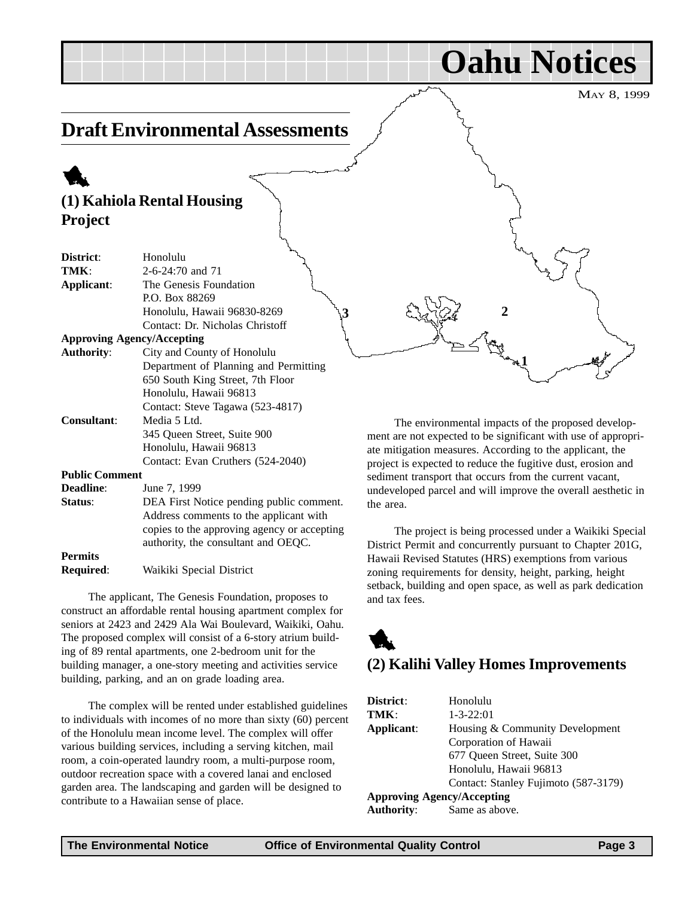# Oahu Notices

MAY 8, 1999

## Draft Environmental Assessments

### (1) Kahiola Rental Housing Project

**District**: Honolulu
**TMK**: 2-6-24:70 and 71
**Applicant**: The Genesis Foundation
P.O. Box 88269
Honolulu, Hawaii 96830-8269
Contact: Dr. Nicholas Christoff

**Approving Agency/Accepting Authority**: City and County of Honolulu
Department of Planning and Permitting
650 South King Street, 7th Floor
Honolulu, Hawaii 96813
Contact: Steve Tagawa (523-4817)

**Consultant**: Media 5 Ltd.
345 Queen Street, Suite 900
Honolulu, Hawaii 96813
Contact: Evan Cruthers (524-2040)

**Public Comment Deadline**: June 7, 1999

**Status**: DEA First Notice pending public comment. Address comments to the applicant with copies to the approving agency or accepting authority, the consultant and OEQC.

**Permits Required**: Waikiki Special District

The applicant, The Genesis Foundation, proposes to construct an affordable rental housing apartment complex for seniors at 2423 and 2429 Ala Wai Boulevard, Waikiki, Oahu. The proposed complex will consist of a 6-story atrium building of 89 rental apartments, one 2-bedroom unit for the building manager, a one-story meeting and activities service building, parking, and an on grade loading area.

The complex will be rented under established guidelines to individuals with incomes of no more than sixty (60) percent of the Honolulu mean income level. The complex will offer various building services, including a serving kitchen, mail room, a coin-operated laundry room, a multi-purpose room, outdoor recreation space with a covered lanai and enclosed garden area. The landscaping and garden will be designed to contribute to a Hawaiian sense of place.

The environmental impacts of the proposed development are not expected to be significant with use of appropriate mitigation measures. According to the applicant, the project is expected to reduce the fugitive dust, erosion and sediment transport that occurs from the current vacant, undeveloped parcel and will improve the overall aesthetic in the area.

The project is being processed under a Waikiki Special District Permit and concurrently pursuant to Chapter 201G, Hawaii Revised Statutes (HRS) exemptions from various zoning requirements for density, height, parking, height setback, building and open space, as well as park dedication and tax fees.

### (2) Kalihi Valley Homes Improvements

**District**: Honolulu
**TMK**: 1-3-22:01
**Applicant**: Housing & Community Development Corporation of Hawaii
677 Queen Street, Suite 300
Honolulu, Hawaii 96813
Contact: Stanley Fujimoto (587-3179)

**Approving Agency/Accepting Authority**: Same as above.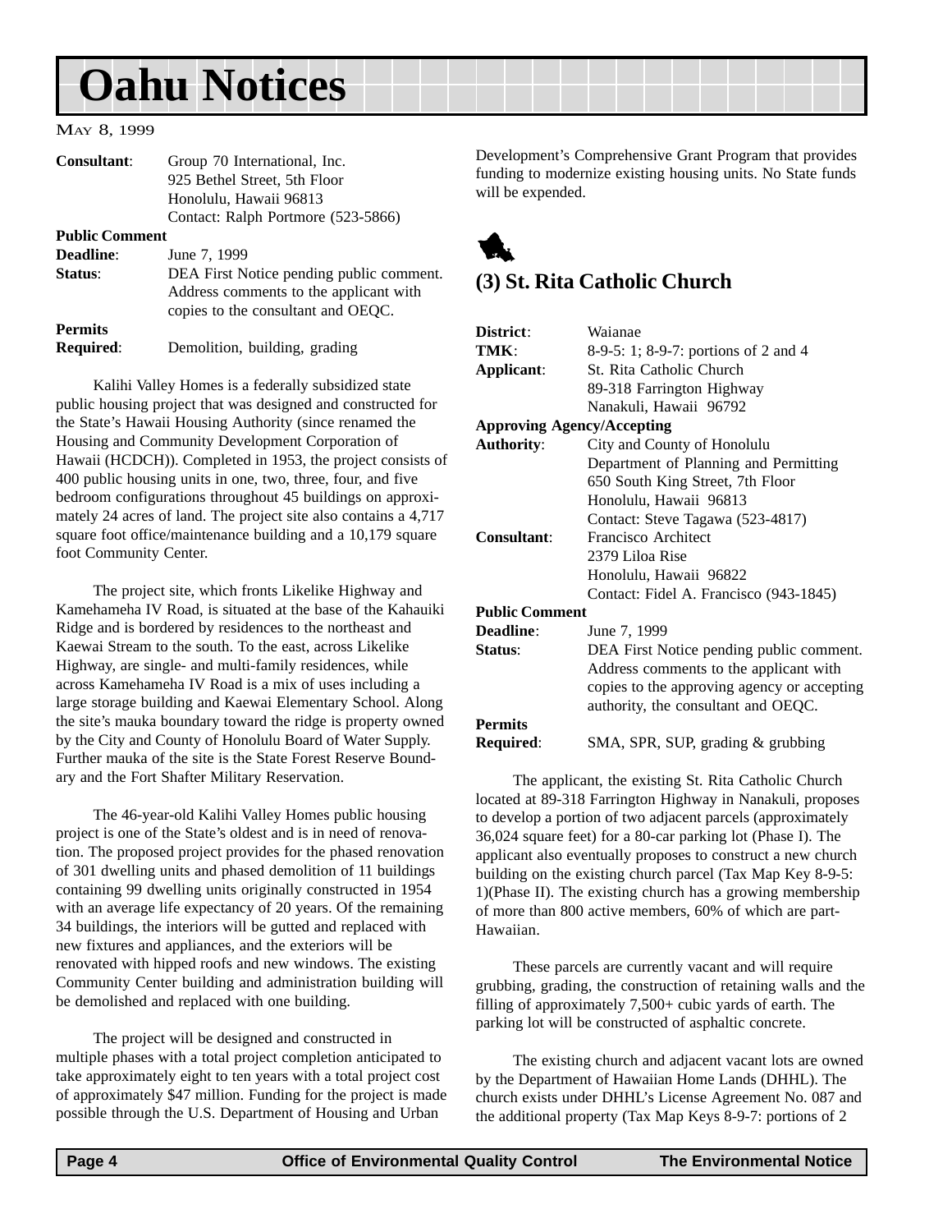# Oahu Notices

MAY 8, 1999

**Consultant**: Group 70 International, Inc.
925 Bethel Street, 5th Floor
Honolulu, Hawaii 96813
Contact: Ralph Portmore (523-5866)

**Public Comment**
**Deadline**: June 7, 1999
**Status**: DEA First Notice pending public comment. Address comments to the applicant with copies to the consultant and OEQC.

**Permits**
**Required**: Demolition, building, grading

Kalihi Valley Homes is a federally subsidized state public housing project that was designed and constructed for the State's Hawaii Housing Authority (since renamed the Housing and Community Development Corporation of Hawaii (HCDCH)). Completed in 1953, the project consists of 400 public housing units in one, two, three, four, and five bedroom configurations throughout 45 buildings on approximately 24 acres of land. The project site also contains a 4,717 square foot office/maintenance building and a 10,179 square foot Community Center.

The project site, which fronts Likelike Highway and Kamehameha IV Road, is situated at the base of the Kahauiki Ridge and is bordered by residences to the northeast and Kaewai Stream to the south. To the east, across Likelike Highway, are single- and multi-family residences, while across Kamehameha IV Road is a mix of uses including a large storage building and Kaewai Elementary School. Along the site's mauka boundary toward the ridge is property owned by the City and County of Honolulu Board of Water Supply. Further mauka of the site is the State Forest Reserve Boundary and the Fort Shafter Military Reservation.

The 46-year-old Kalihi Valley Homes public housing project is one of the State's oldest and is in need of renovation. The proposed project provides for the phased renovation of 301 dwelling units and phased demolition of 11 buildings containing 99 dwelling units originally constructed in 1954 with an average life expectancy of 20 years. Of the remaining 34 buildings, the interiors will be gutted and replaced with new fixtures and appliances, and the exteriors will be renovated with hipped roofs and new windows. The existing Community Center building and administration building will be demolished and replaced with one building.

The project will be designed and constructed in multiple phases with a total project completion anticipated to take approximately eight to ten years with a total project cost of approximately $47 million. Funding for the project is made possible through the U.S. Department of Housing and Urban Development's Comprehensive Grant Program that provides funding to modernize existing housing units. No State funds will be expended.

## (3) St. Rita Catholic Church

**District**: Waianae
**TMK**: 8-9-5: 1; 8-9-7: portions of 2 and 4
**Applicant**: St. Rita Catholic Church
89-318 Farrington Highway
Nanakuli, Hawaii 96792

**Approving Agency/Accepting**
**Authority**: City and County of Honolulu
Department of Planning and Permitting
650 South King Street, 7th Floor
Honolulu, Hawaii 96813
Contact: Steve Tagawa (523-4817)
**Consultant**: Francisco Architect
2379 Liloa Rise
Honolulu, Hawaii 96822
Contact: Fidel A. Francisco (943-1845)

**Public Comment**
**Deadline**: June 7, 1999
**Status**: DEA First Notice pending public comment. Address comments to the applicant with copies to the approving agency or accepting authority, the consultant and OEQC.

**Permits**
**Required**: SMA, SPR, SUP, grading & grubbing

The applicant, the existing St. Rita Catholic Church located at 89-318 Farrington Highway in Nanakuli, proposes to develop a portion of two adjacent parcels (approximately 36,024 square feet) for a 80-car parking lot (Phase I). The applicant also eventually proposes to construct a new church building on the existing church parcel (Tax Map Key 8-9-5: 1)(Phase II). The existing church has a growing membership of more than 800 active members, 60% of which are part-Hawaiian.

These parcels are currently vacant and will require grubbing, grading, the construction of retaining walls and the filling of approximately 7,500+ cubic yards of earth. The parking lot will be constructed of asphaltic concrete.

The existing church and adjacent vacant lots are owned by the Department of Hawaiian Home Lands (DHHL). The church exists under DHHL's License Agreement No. 087 and the additional property (Tax Map Keys 8-9-7: portions of 2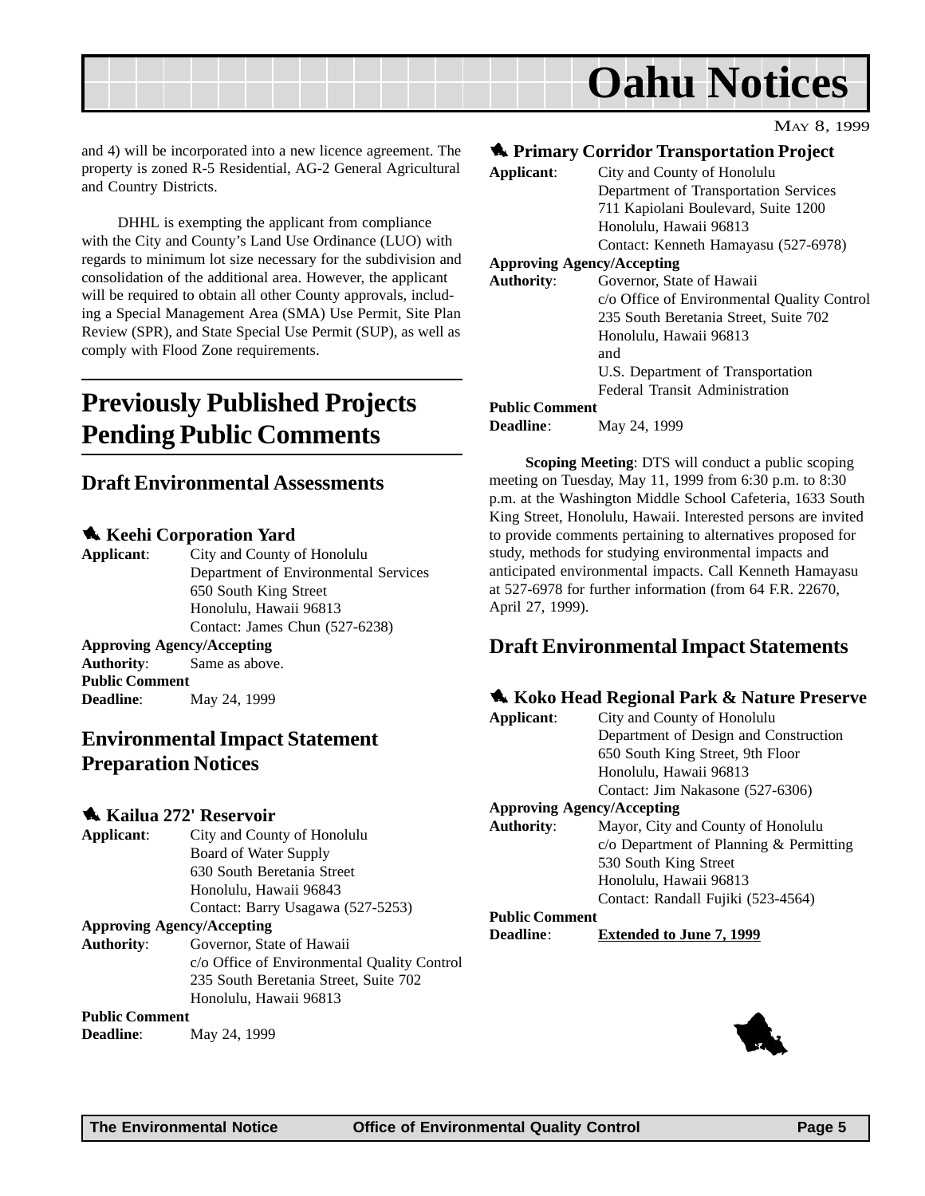and 4) will be incorporated into a new licence agreement. The property is zoned R-5 Residential, AG-2 General Agricultural and Country Districts.

DHHL is exempting the applicant from compliance with the City and County's Land Use Ordinance (LUO) with regards to minimum lot size necessary for the subdivision and consolidation of the additional area. However, the applicant will be required to obtain all other County approvals, including a Special Management Area (SMA) Use Permit, Site Plan Review (SPR), and State Special Use Permit (SUP), as well as comply with Flood Zone requirements.

# Previously Published Projects Pending Public Comments

## Draft Environmental Assessments

### Keehi Corporation Yard

**Applicant**: City and County of Honolulu
Department of Environmental Services
650 South King Street
Honolulu, Hawaii 96813
Contact: James Chun (527-6238)

**Approving Agency/Accepting Authority**: Same as above.

**Public Comment Deadline**: May 24, 1999

## Environmental Impact Statement Preparation Notices

### Kailua 272' Reservoir

**Applicant**: City and County of Honolulu
Board of Water Supply
630 South Beretania Street
Honolulu, Hawaii 96843
Contact: Barry Usagawa (527-5253)

**Approving Agency/Accepting Authority**: Governor, State of Hawaii
c/o Office of Environmental Quality Control
235 South Beretania Street, Suite 702
Honolulu, Hawaii 96813

**Public Comment Deadline**: May 24, 1999

### Primary Corridor Transportation Project

**Applicant**: City and County of Honolulu
Department of Transportation Services
711 Kapiolani Boulevard, Suite 1200
Honolulu, Hawaii 96813
Contact: Kenneth Hamayasu (527-6978)

**Approving Agency/Accepting Authority**: Governor, State of Hawaii
c/o Office of Environmental Quality Control
235 South Beretania Street, Suite 702
Honolulu, Hawaii 96813
and
U.S. Department of Transportation
Federal Transit Administration

**Public Comment Deadline**: May 24, 1999

**Scoping Meeting**: DTS will conduct a public scoping meeting on Tuesday, May 11, 1999 from 6:30 p.m. to 8:30 p.m. at the Washington Middle School Cafeteria, 1633 South King Street, Honolulu, Hawaii. Interested persons are invited to provide comments pertaining to alternatives proposed for study, methods for studying environmental impacts and anticipated environmental impacts. Call Kenneth Hamayasu at 527-6978 for further information (from 64 F.R. 22670, April 27, 1999).

## Draft Environmental Impact Statements

### Koko Head Regional Park & Nature Preserve

**Applicant**: City and County of Honolulu
Department of Design and Construction
650 South King Street, 9th Floor
Honolulu, Hawaii 96813
Contact: Jim Nakasone (527-6306)

**Approving Agency/Accepting Authority**: Mayor, City and County of Honolulu
c/o Department of Planning & Permitting
530 South King Street
Honolulu, Hawaii 96813
Contact: Randall Fujiki (523-4564)

**Public Comment Deadline**: **Extended to June 7, 1999**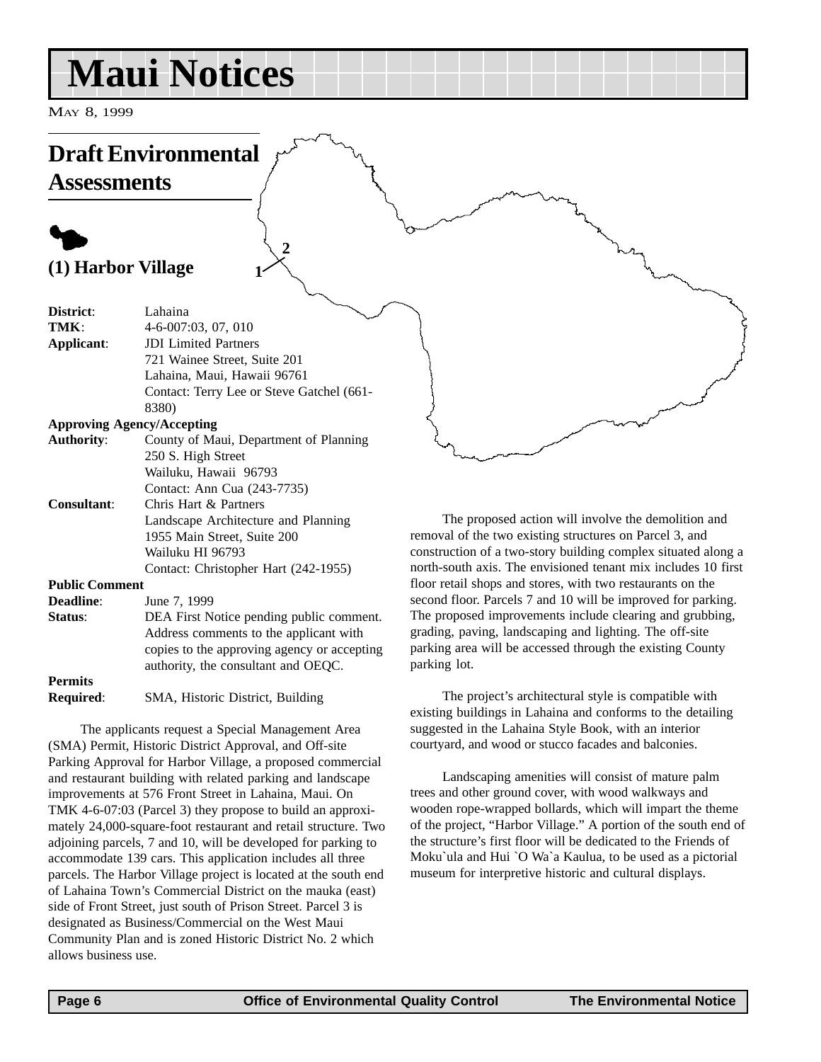# Maui Notices

MAY 8, 1999

## Draft Environmental Assessments

### (1) Harbor Village

**District**: Lahaina
**TMK**: 4-6-007:03, 07, 010
**Applicant**: JDI Limited Partners
721 Wainee Street, Suite 201
Lahaina, Maui, Hawaii 96761
Contact: Terry Lee or Steve Gatchel (661-8380)

**Approving Agency/Accepting Authority**: County of Maui, Department of Planning
250 S. High Street
Wailuku, Hawaii 96793
Contact: Ann Cua (243-7735)

**Consultant**: Chris Hart & Partners
Landscape Architecture and Planning
1955 Main Street, Suite 200
Wailuku HI 96793
Contact: Christopher Hart (242-1955)

**Public Comment Deadline**: June 7, 1999

**Status**: DEA First Notice pending public comment. Address comments to the applicant with copies to the approving agency or accepting authority, the consultant and OEQC.

**Permits Required**: SMA, Historic District, Building

The applicants request a Special Management Area (SMA) Permit, Historic District Approval, and Off-site Parking Approval for Harbor Village, a proposed commercial and restaurant building with related parking and landscape improvements at 576 Front Street in Lahaina, Maui. On TMK 4-6-07:03 (Parcel 3) they propose to build an approximately 24,000-square-foot restaurant and retail structure. Two adjoining parcels, 7 and 10, will be developed for parking to accommodate 139 cars. This application includes all three parcels. The Harbor Village project is located at the south end of Lahaina Town's Commercial District on the mauka (east) side of Front Street, just south of Prison Street. Parcel 3 is designated as Business/Commercial on the West Maui Community Plan and is zoned Historic District No. 2 which allows business use.

The proposed action will involve the demolition and removal of the two existing structures on Parcel 3, and construction of a two-story building complex situated along a north-south axis. The envisioned tenant mix includes 10 first floor retail shops and stores, with two restaurants on the second floor. Parcels 7 and 10 will be improved for parking. The proposed improvements include clearing and grubbing, grading, paving, landscaping and lighting. The off-site parking area will be accessed through the existing County parking lot.

The project's architectural style is compatible with existing buildings in Lahaina and conforms to the detailing suggested in the Lahaina Style Book, with an interior courtyard, and wood or stucco facades and balconies.

Landscaping amenities will consist of mature palm trees and other ground cover, with wood walkways and wooden rope-wrapped bollards, which will impart the theme of the project, "Harbor Village." A portion of the south end of the structure's first floor will be dedicated to the Friends of Moku`ula and Hui `O Wa`a Kaulua, to be used as a pictorial museum for interpretive historic and cultural displays.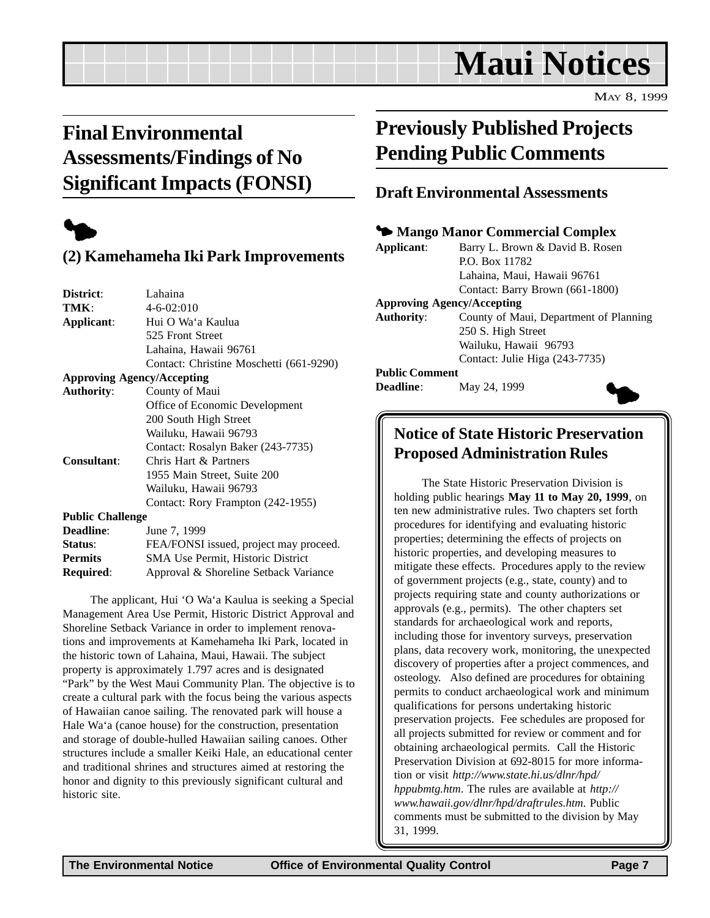# Maui Notices

MAY 8, 1999

## Final Environmental Assessments/Findings of No Significant Impacts (FONSI)

### (2) Kamehameha Iki Park Improvements

| | |
|---|---|
| **District**: | Lahaina |
| **TMK**: | 4-6-02:010 |
| **Applicant**: | Hui O Wa'a Kaulua |
| | 525 Front Street |
| | Lahaina, Hawaii 96761 |
| | Contact: Christine Moschetti (661-9290) |
| **Approving Agency/Accepting Authority**: | County of Maui |
| | Office of Economic Development |
| | 200 South High Street |
| | Wailuku, Hawaii 96793 |
| | Contact: Rosalyn Baker (243-7735) |
| **Consultant**: | Chris Hart & Partners |
| | 1955 Main Street, Suite 200 |
| | Wailuku, Hawaii 96793 |
| | Contact: Rory Frampton (242-1955) |
| **Public Challenge Deadline**: | June 7, 1999 |
| **Status**: | FEA/FONSI issued, project may proceed. |
| **Permits Required**: | SMA Use Permit, Historic District Approval & Shoreline Setback Variance |

The applicant, Hui 'O Wa'a Kaulua is seeking a Special Management Area Use Permit, Historic District Approval and Shoreline Setback Variance in order to implement renovations and improvements at Kamehameha Iki Park, located in the historic town of Lahaina, Maui, Hawaii. The subject property is approximately 1.797 acres and is designated "Park" by the West Maui Community Plan. The objective is to create a cultural park with the focus being the various aspects of Hawaiian canoe sailing. The renovated park will house a Hale Wa'a (canoe house) for the construction, presentation and storage of double-hulled Hawaiian sailing canoes. Other structures include a smaller Keiki Hale, an educational center and traditional shrines and structures aimed at restoring the honor and dignity to this previously significant cultural and historic site.

## Previously Published Projects Pending Public Comments

### Draft Environmental Assessments

#### Mango Manor Commercial Complex

| | |
|---|---|
| **Applicant**: | Barry L. Brown & David B. Rosen |
| | P.O. Box 11782 |
| | Lahaina, Maui, Hawaii 96761 |
| | Contact: Barry Brown (661-1800) |
| **Approving Agency/Accepting Authority**: | County of Maui, Department of Planning |
| | 250 S. High Street |
| | Wailuku, Hawaii 96793 |
| | Contact: Julie Higa (243-7735) |
| **Public Comment Deadline**: | May 24, 1999 |

### Notice of State Historic Preservation Proposed Administration Rules

The State Historic Preservation Division is holding public hearings **May 11 to May 20, 1999**, on ten new administrative rules. Two chapters set forth procedures for identifying and evaluating historic properties; determining the effects of projects on historic properties, and developing measures to mitigate these effects. Procedures apply to the review of government projects (e.g., state, county) and to projects requiring state and county authorizations or approvals (e.g., permits). The other chapters set standards for archaeological work and reports, including those for inventory surveys, preservation plans, data recovery work, monitoring, the unexpected discovery of properties after a project commences, and osteology. Also defined are procedures for obtaining permits to conduct archaeological work and minimum qualifications for persons undertaking historic preservation projects. Fee schedules are proposed for all projects submitted for review or comment and for obtaining archaeological permits. Call the Historic Preservation Division at 692-8015 for more information or visit *http://www.state.hi.us/dlnr/hpd/hppubmtg.htm*. The rules are available at *http://www.hawaii.gov/dlnr/hpd/draftrules.htm*. Public comments must be submitted to the division by May 31, 1999.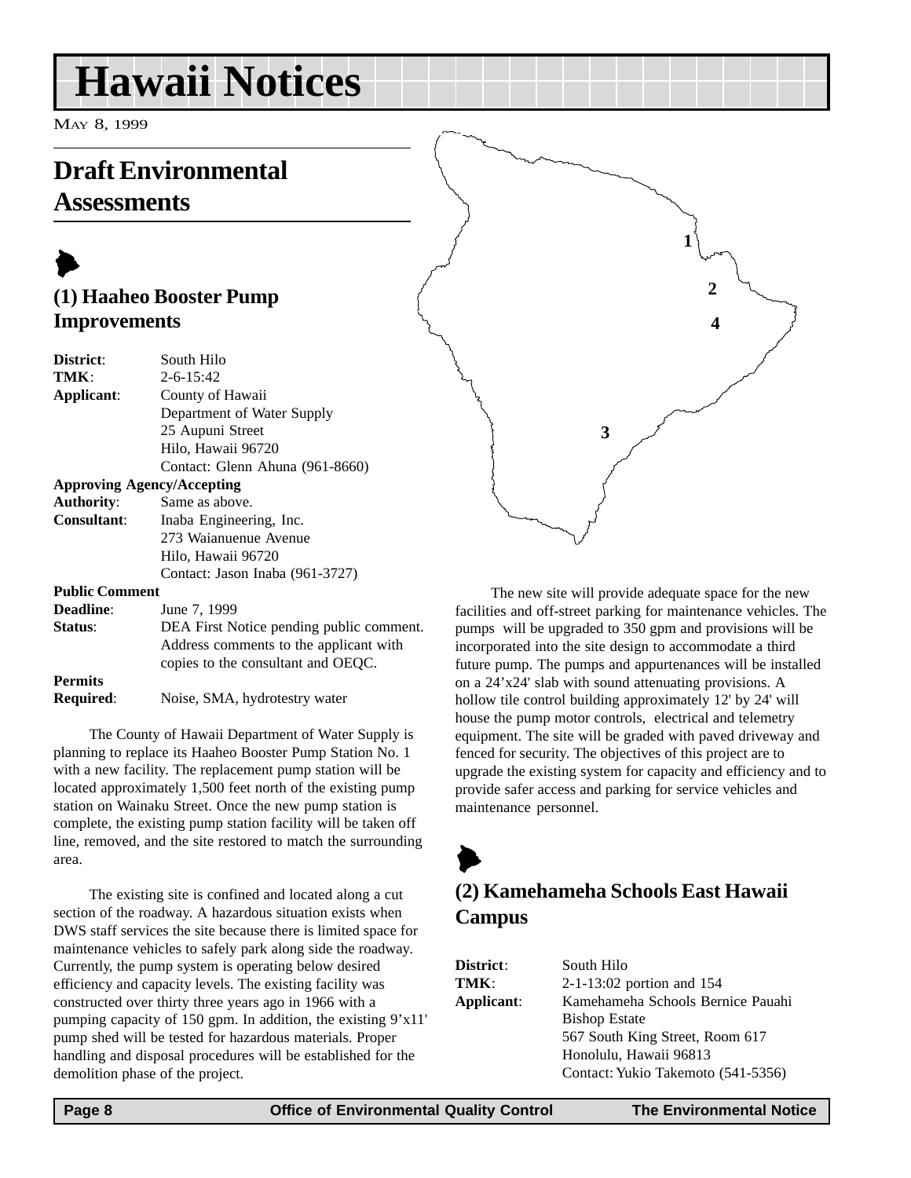# Hawaii Notices

MAY 8, 1999

## Draft Environmental Assessments

### (1) Haaheo Booster Pump Improvements

**District**: South Hilo
**TMK**: 2-6-15:42
**Applicant**: County of Hawaii
Department of Water Supply
25 Aupuni Street
Hilo, Hawaii 96720
Contact: Glenn Ahuna (961-8660)
**Approving Agency/Accepting Authority**: Same as above.
**Consultant**: Inaba Engineering, Inc.
273 Waianuenue Avenue
Hilo, Hawaii 96720
Contact: Jason Inaba (961-3727)
**Public Comment Deadline**: June 7, 1999
**Status**: DEA First Notice pending public comment. Address comments to the applicant with copies to the consultant and OEQC.
**Permits Required**: Noise, SMA, hydrotestry water

The County of Hawaii Department of Water Supply is planning to replace its Haaheo Booster Pump Station No. 1 with a new facility. The replacement pump station will be located approximately 1,500 feet north of the existing pump station on Wainaku Street. Once the new pump station is complete, the existing pump station facility will be taken off line, removed, and the site restored to match the surrounding area.

The existing site is confined and located along a cut section of the roadway. A hazardous situation exists when DWS staff services the site because there is limited space for maintenance vehicles to safely park along side the roadway. Currently, the pump system is operating below desired efficiency and capacity levels. The existing facility was constructed over thirty three years ago in 1966 with a pumping capacity of 150 gpm. In addition, the existing 9'x11' pump shed will be tested for hazardous materials. Proper handling and disposal procedures will be established for the demolition phase of the project.

The new site will provide adequate space for the new facilities and off-street parking for maintenance vehicles. The pumps will be upgraded to 350 gpm and provisions will be incorporated into the site design to accommodate a third future pump. The pumps and appurtenances will be installed on a 24'x24' slab with sound attenuating provisions. A hollow tile control building approximately 12' by 24' will house the pump motor controls, electrical and telemetry equipment. The site will be graded with paved driveway and fenced for security. The objectives of this project are to upgrade the existing system for capacity and efficiency and to provide safer access and parking for service vehicles and maintenance personnel.

### (2) Kamehameha Schools East Hawaii Campus

**District**: South Hilo
**TMK**: 2-1-13:02 portion and 154
**Applicant**: Kamehameha Schools Bernice Pauahi Bishop Estate
567 South King Street, Room 617
Honolulu, Hawaii 96813
Contact: Yukio Takemoto (541-5356)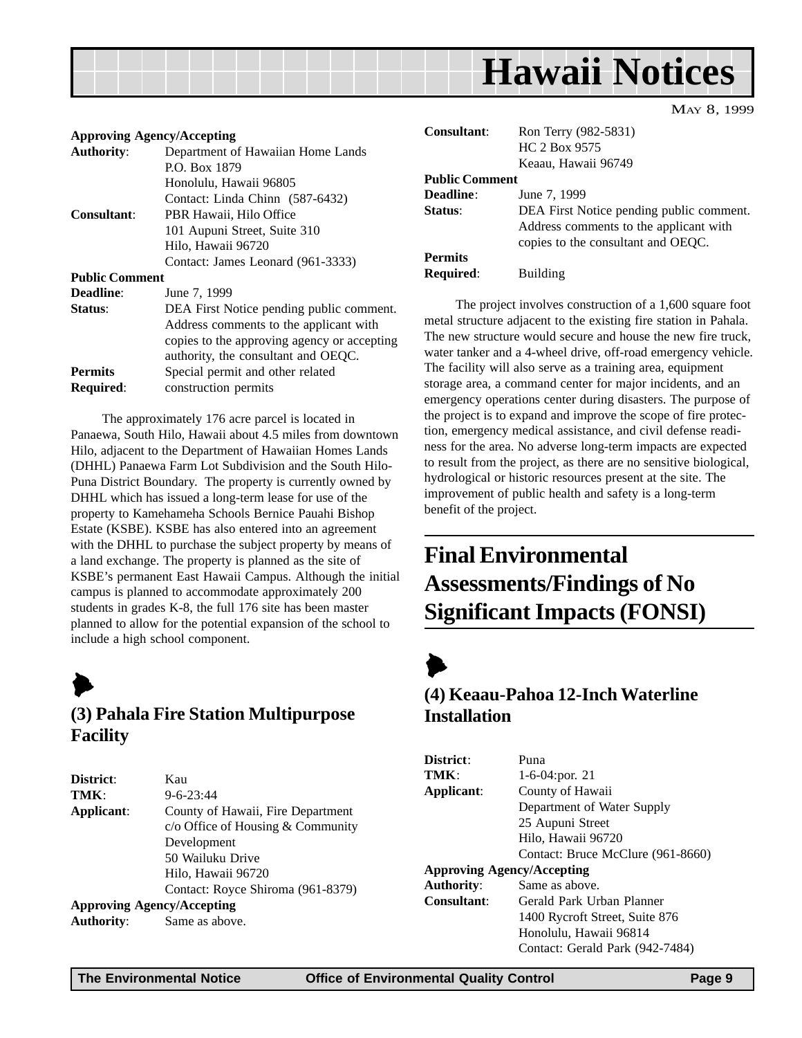**Approving Agency/Accepting**

**Authority**: Department of Hawaiian Home Lands
P.O. Box 1879
Honolulu, Hawaii 96805
Contact: Linda Chinn (587-6432)

**Consultant**: PBR Hawaii, Hilo Office
101 Aupuni Street, Suite 310
Hilo, Hawaii 96720
Contact: James Leonard (961-3333)

**Public Comment**

**Deadline**: June 7, 1999

**Status**: DEA First Notice pending public comment. Address comments to the applicant with copies to the approving agency or accepting authority, the consultant and OEQC.

**Permits Required**: Special permit and other related construction permits

The approximately 176 acre parcel is located in Panaewa, South Hilo, Hawaii about 4.5 miles from downtown Hilo, adjacent to the Department of Hawaiian Homes Lands (DHHL) Panaewa Farm Lot Subdivision and the South Hilo-Puna District Boundary. The property is currently owned by DHHL which has issued a long-term lease for use of the property to Kamehameha Schools Bernice Pauahi Bishop Estate (KSBE). KSBE has also entered into an agreement with the DHHL to purchase the subject property by means of a land exchange. The property is planned as the site of KSBE's permanent East Hawaii Campus. Although the initial campus is planned to accommodate approximately 200 students in grades K-8, the full 176 site has been master planned to allow for the potential expansion of the school to include a high school component.

### (3) Pahala Fire Station Multipurpose Facility

**District**: Kau

**TMK**: 9-6-23:44

**Applicant**: County of Hawaii, Fire Department
c/o Office of Housing & Community Development
50 Wailuku Drive
Hilo, Hawaii 96720
Contact: Royce Shiroma (961-8379)

**Approving Agency/Accepting Authority**: Same as above.

**Consultant**: Ron Terry (982-5831)
HC 2 Box 9575
Keaau, Hawaii 96749

**Public Comment**

**Deadline**: June 7, 1999

**Status**: DEA First Notice pending public comment. Address comments to the applicant with copies to the consultant and OEQC.

**Permits Required**: Building

The project involves construction of a 1,600 square foot metal structure adjacent to the existing fire station in Pahala. The new structure would secure and house the new fire truck, water tanker and a 4-wheel drive, off-road emergency vehicle. The facility will also serve as a training area, equipment storage area, a command center for major incidents, and an emergency operations center during disasters. The purpose of the project is to expand and improve the scope of fire protection, emergency medical assistance, and civil defense readiness for the area. No adverse long-term impacts are expected to result from the project, as there are no sensitive biological, hydrological or historic resources present at the site. The improvement of public health and safety is a long-term benefit of the project.

## Final Environmental Assessments/Findings of No Significant Impacts (FONSI)

### (4) Keaau-Pahoa 12-Inch Waterline Installation

**District**: Puna

**TMK**: 1-6-04:por. 21

**Applicant**: County of Hawaii
Department of Water Supply
25 Aupuni Street
Hilo, Hawaii 96720
Contact: Bruce McClure (961-8660)

**Approving Agency/Accepting Authority**: Same as above.

**Consultant**: Gerald Park Urban Planner
1400 Rycroft Street, Suite 876
Honolulu, Hawaii 96814
Contact: Gerald Park (942-7484)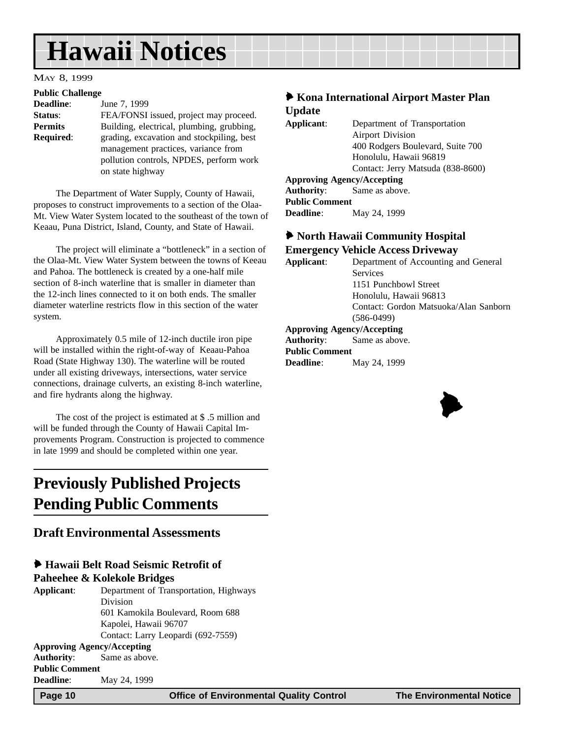# Hawaii Notices

May 8, 1999

**Public Challenge Deadline**: June 7, 1999
**Status**: FEA/FONSI issued, project may proceed.
**Permits Required**: Building, electrical, plumbing, grubbing, grading, excavation and stockpiling, best management practices, variance from pollution controls, NPDES, perform work on state highway

The Department of Water Supply, County of Hawaii, proposes to construct improvements to a section of the Olaa-Mt. View Water System located to the southeast of the town of Keaau, Puna District, Island, County, and State of Hawaii.

The project will eliminate a "bottleneck" in a section of the Olaa-Mt. View Water System between the towns of Keeau and Pahoa. The bottleneck is created by a one-half mile section of 8-inch waterline that is smaller in diameter than the 12-inch lines connected to it on both ends. The smaller diameter waterline restricts flow in this section of the water system.

Approximately 0.5 mile of 12-inch ductile iron pipe will be installed within the right-of-way of Keaau-Pahoa Road (State Highway 130). The waterline will be routed under all existing driveways, intersections, water service connections, drainage culverts, an existing 8-inch waterline, and fire hydrants along the highway.

The cost of the project is estimated at $ .5 million and will be funded through the County of Hawaii Capital Improvements Program. Construction is projected to commence in late 1999 and should be completed within one year.

# Previously Published Projects Pending Public Comments

## Draft Environmental Assessments

### Hawaii Belt Road Seismic Retrofit of Paheehee & Kolekole Bridges

**Applicant**: Department of Transportation, Highways Division
601 Kamokila Boulevard, Room 688
Kapolei, Hawaii 96707
Contact: Larry Leopardi (692-7559)

**Approving Agency/Accepting Authority**: Same as above.

**Public Comment Deadline**: May 24, 1999

### Kona International Airport Master Plan Update

**Applicant**: Department of Transportation
Airport Division
400 Rodgers Boulevard, Suite 700
Honolulu, Hawaii 96819
Contact: Jerry Matsuda (838-8600)

**Approving Agency/Accepting Authority**: Same as above.

**Public Comment Deadline**: May 24, 1999

### North Hawaii Community Hospital Emergency Vehicle Access Driveway

**Applicant**: Department of Accounting and General Services
1151 Punchbowl Street
Honolulu, Hawaii 96813
Contact: Gordon Matsuoka/Alan Sanborn (586-0499)

**Approving Agency/Accepting Authority**: Same as above.

**Public Comment Deadline**: May 24, 1999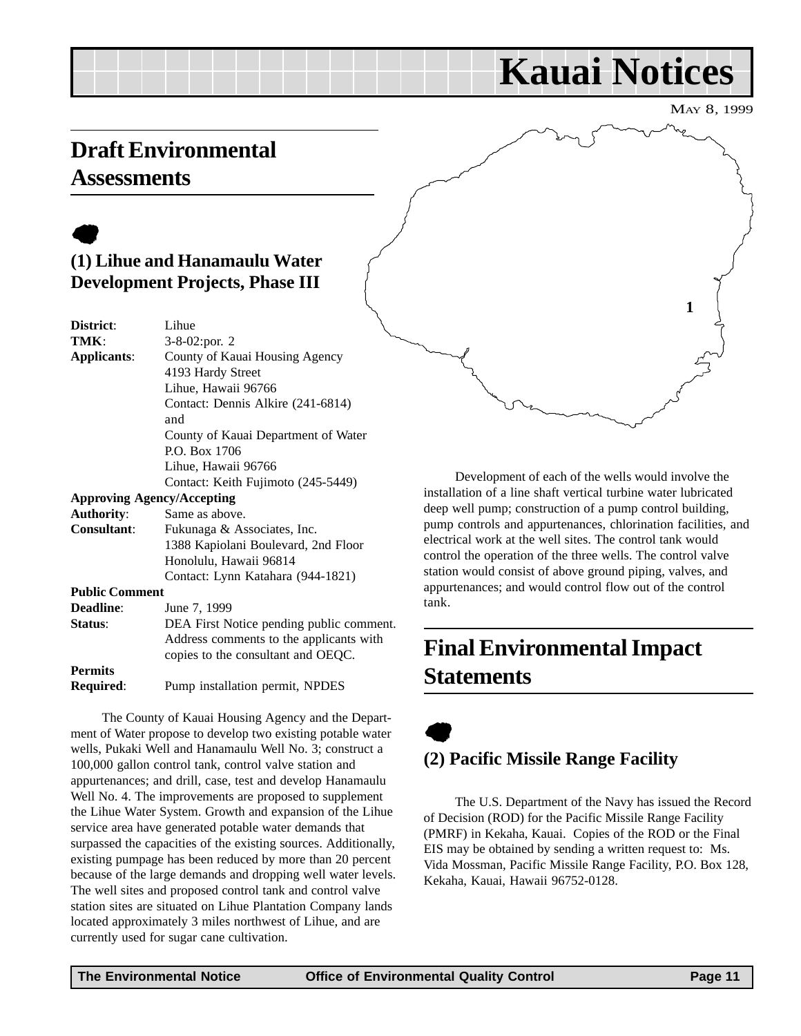# Kauai Notices

MAY 8, 1999

## Draft Environmental Assessments

### (1) Lihue and Hanamaulu Water Development Projects, Phase III

**District**: Lihue
**TMK**: 3-8-02:por. 2
**Applicants**: County of Kauai Housing Agency
4193 Hardy Street
Lihue, Hawaii 96766
Contact: Dennis Alkire (241-6814)
and
County of Kauai Department of Water
P.O. Box 1706
Lihue, Hawaii 96766
Contact: Keith Fujimoto (245-5449)

**Approving Agency/Accepting Authority**: Same as above.
**Consultant**: Fukunaga & Associates, Inc.
1388 Kapiolani Boulevard, 2nd Floor
Honolulu, Hawaii 96814
Contact: Lynn Katahara (944-1821)

**Public Comment Deadline**: June 7, 1999
**Status**: DEA First Notice pending public comment. Address comments to the applicants with copies to the consultant and OEQC.
**Permits Required**: Pump installation permit, NPDES

The County of Kauai Housing Agency and the Department of Water propose to develop two existing potable water wells, Pukaki Well and Hanamaulu Well No. 3; construct a 100,000 gallon control tank, control valve station and appurtenances; and drill, case, test and develop Hanamaulu Well No. 4. The improvements are proposed to supplement the Lihue Water System. Growth and expansion of the Lihue service area have generated potable water demands that surpassed the capacities of the existing sources. Additionally, existing pumpage has been reduced by more than 20 percent because of the large demands and dropping well water levels. The well sites and proposed control tank and control valve station sites are situated on Lihue Plantation Company lands located approximately 3 miles northwest of Lihue, and are currently used for sugar cane cultivation.

Development of each of the wells would involve the installation of a line shaft vertical turbine water lubricated deep well pump; construction of a pump control building, pump controls and appurtenances, chlorination facilities, and electrical work at the well sites. The control tank would control the operation of the three wells. The control valve station would consist of above ground piping, valves, and appurtenances; and would control flow out of the control tank.

## Final Environmental Impact Statements

### (2) Pacific Missile Range Facility

The U.S. Department of the Navy has issued the Record of Decision (ROD) for the Pacific Missile Range Facility (PMRF) in Kekaha, Kauai. Copies of the ROD or the Final EIS may be obtained by sending a written request to: Ms. Vida Mossman, Pacific Missile Range Facility, P.O. Box 128, Kekaha, Kauai, Hawaii 96752-0128.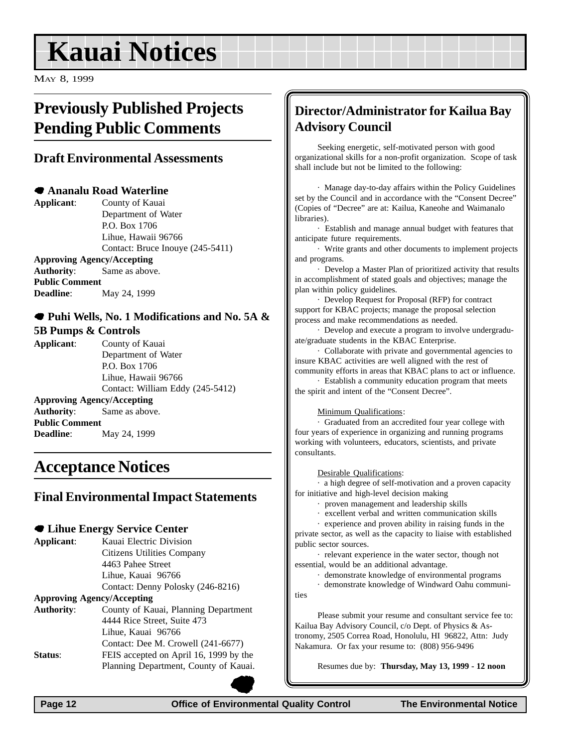# Kauai Notices

May 8, 1999

## Previously Published Projects Pending Public Comments

### Draft Environmental Assessments

#### Ananalu Road Waterline

**Applicant**: County of Kauai
Department of Water
P.O. Box 1706
Lihue, Hawaii 96766
Contact: Bruce Inouye (245-5411)

**Approving Agency/Accepting Authority**: Same as above.

**Public Comment Deadline**: May 24, 1999

#### Puhi Wells, No. 1 Modifications and No. 5A & 5B Pumps & Controls

**Applicant**: County of Kauai
Department of Water
P.O. Box 1706
Lihue, Hawaii 96766
Contact: William Eddy (245-5412)

**Approving Agency/Accepting Authority**: Same as above.

**Public Comment Deadline**: May 24, 1999

## Acceptance Notices

### Final Environmental Impact Statements

#### Lihue Energy Service Center

**Applicant**: Kauai Electric Division
Citizens Utilities Company
4463 Pahee Street
Lihue, Kauai 96766
Contact: Denny Polosky (246-8216)

**Approving Agency/Accepting Authority**: County of Kauai, Planning Department
4444 Rice Street, Suite 473
Lihue, Kauai 96766
Contact: Dee M. Crowell (241-6677)

**Status**: FEIS accepted on April 16, 1999 by the Planning Department, County of Kauai.

## Director/Administrator for Kailua Bay Advisory Council

Seeking energetic, self-motivated person with good organizational skills for a non-profit organization. Scope of task shall include but not be limited to the following:

- Manage day-to-day affairs within the Policy Guidelines set by the Council and in accordance with the "Consent Decree" (Copies of "Decree" are at: Kailua, Kaneohe and Waimanalo libraries).
- Establish and manage annual budget with features that anticipate future requirements.
- Write grants and other documents to implement projects and programs.
- Develop a Master Plan of prioritized activity that results in accomplishment of stated goals and objectives; manage the plan within policy guidelines.
- Develop Request for Proposal (RFP) for contract support for KBAC projects; manage the proposal selection process and make recommendations as needed.
- Develop and execute a program to involve undergraduate/graduate students in the KBAC Enterprise.
- Collaborate with private and governmental agencies to insure KBAC activities are well aligned with the rest of community efforts in areas that KBAC plans to act or influence.
- Establish a community education program that meets the spirit and intent of the "Consent Decree".

Minimum Qualifications:

- Graduated from an accredited four year college with four years of experience in organizing and running programs working with volunteers, educators, scientists, and private consultants.

Desirable Qualifications:

- a high degree of self-motivation and a proven capacity for initiative and high-level decision making
- proven management and leadership skills
- excellent verbal and written communication skills
- experience and proven ability in raising funds in the private sector, as well as the capacity to liaise with established public sector sources.
- relevant experience in the water sector, though not essential, would be an additional advantage.
- demonstrate knowledge of environmental programs
- demonstrate knowledge of Windward Oahu communities

Please submit your resume and consultant service fee to: Kailua Bay Advisory Council, c/o Dept. of Physics & Astronomy, 2505 Correa Road, Honolulu, HI 96822, Attn: Judy Nakamura. Or fax your resume to: (808) 956-9496

Resumes due by: **Thursday, May 13, 1999 - 12 noon**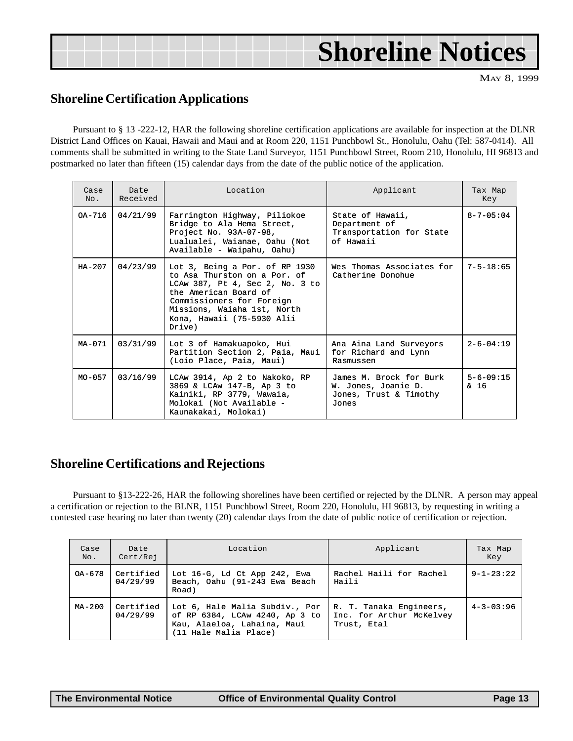# Shoreline Notices

MAY 8, 1999

## Shoreline Certification Applications

Pursuant to § 13 -222-12, HAR the following shoreline certification applications are available for inspection at the DLNR District Land Offices on Kauai, Hawaii and Maui and at Room 220, 1151 Punchbowl St., Honolulu, Oahu (Tel: 587-0414). All comments shall be submitted in writing to the State Land Surveyor, 1151 Punchbowl Street, Room 210, Honolulu, HI 96813 and postmarked no later than fifteen (15) calendar days from the date of the public notice of the application.

| Case No. | Date Received | Location | Applicant | Tax Map Key |
|---|---|---|---|---|
| OA-716 | 04/21/99 | Farrington Highway, Piliokoe Bridge to Ala Hema Street, Project No. 93A-07-98, Lualualei, Waianae, Oahu (Not Available - Waipahu, Oahu) | State of Hawaii, Department of Transportation for State of Hawaii | 8-7-05:04 |
| HA-207 | 04/23/99 | Lot 3, Being a Por. of RP 1930 to Asa Thurston on a Por. of LCAw 387, Pt 4, Sec 2, No. 3 to the American Board of Commissioners for Foreign Missions, Waiaha 1st, North Kona, Hawaii (75-5930 Alii Drive) | Wes Thomas Associates for Catherine Donohue | 7-5-18:65 |
| MA-071 | 03/31/99 | Lot 3 of Hamakuapoko, Hui Partition Section 2, Paia, Maui (Loio Place, Paia, Maui) | Ana Aina Land Surveyors for Richard and Lynn Rasmussen | 2-6-04:19 |
| MO-057 | 03/16/99 | LCAw 3914, Ap 2 to Nakoko, RP 3869 & LCAw 147-B, Ap 3 to Kainiki, RP 3779, Wawaia, Molokai (Not Available - Kaunakakai, Molokai) | James M. Brock for Burk W. Jones, Joanie D. Jones, Trust & Timothy Jones | 5-6-09:15 & 16 |

## Shoreline Certifications and Rejections

Pursuant to §13-222-26, HAR the following shorelines have been certified or rejected by the DLNR. A person may appeal a certification or rejection to the BLNR, 1151 Punchbowl Street, Room 220, Honolulu, HI 96813, by requesting in writing a contested case hearing no later than twenty (20) calendar days from the date of public notice of certification or rejection.

| Case No. | Date Cert/Rej | Location | Applicant | Tax Map Key |
|---|---|---|---|---|
| OA-678 | Certified 04/29/99 | Lot 16-G, Ld Ct App 242, Ewa Beach, Oahu (91-243 Ewa Beach Road) | Rachel Haili for Rachel Haili | 9-1-23:22 |
| MA-200 | Certified 04/29/99 | Lot 6, Hale Malia Subdiv., Por of RP 6384, LCAw 4240, Ap 3 to Kau, Alaeloa, Lahaina, Maui (11 Hale Malia Place) | R. T. Tanaka Engineers, Inc. for Arthur McKelvey Trust, Etal | 4-3-03:96 |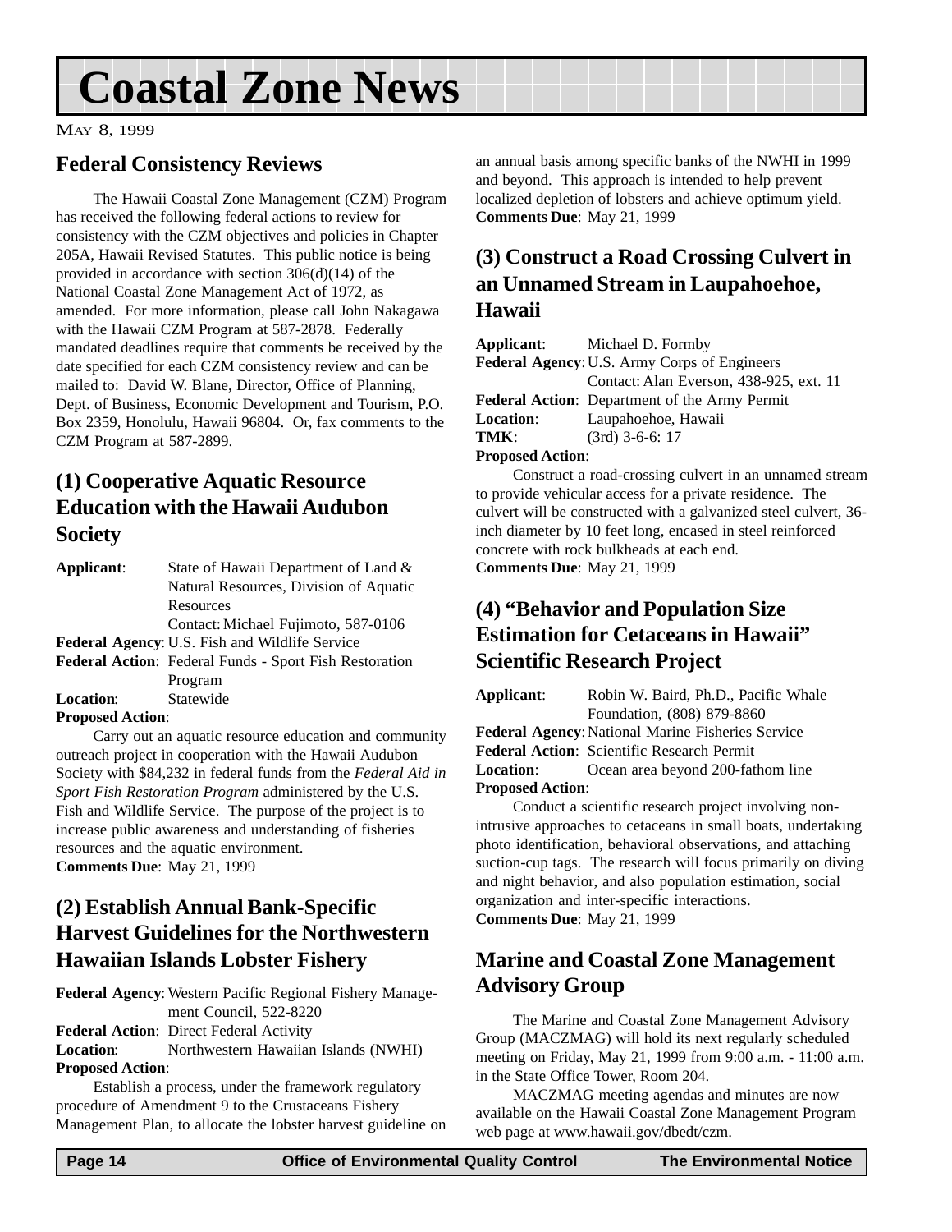# Coastal Zone News

May 8, 1999

## Federal Consistency Reviews

The Hawaii Coastal Zone Management (CZM) Program has received the following federal actions to review for consistency with the CZM objectives and policies in Chapter 205A, Hawaii Revised Statutes. This public notice is being provided in accordance with section 306(d)(14) of the National Coastal Zone Management Act of 1972, as amended. For more information, please call John Nakagawa with the Hawaii CZM Program at 587-2878. Federally mandated deadlines require that comments be received by the date specified for each CZM consistency review and can be mailed to: David W. Blane, Director, Office of Planning, Dept. of Business, Economic Development and Tourism, P.O. Box 2359, Honolulu, Hawaii 96804. Or, fax comments to the CZM Program at 587-2899.

### (1) Cooperative Aquatic Resource Education with the Hawaii Audubon Society

**Applicant**: State of Hawaii Department of Land & Natural Resources, Division of Aquatic Resources
Contact: Michael Fujimoto, 587-0106
**Federal Agency**: U.S. Fish and Wildlife Service
**Federal Action**: Federal Funds - Sport Fish Restoration Program
**Location**: Statewide
**Proposed Action**:

Carry out an aquatic resource education and community outreach project in cooperation with the Hawaii Audubon Society with $84,232 in federal funds from the *Federal Aid in Sport Fish Restoration Program* administered by the U.S. Fish and Wildlife Service. The purpose of the project is to increase public awareness and understanding of fisheries resources and the aquatic environment.
**Comments Due**: May 21, 1999

### (2) Establish Annual Bank-Specific Harvest Guidelines for the Northwestern Hawaiian Islands Lobster Fishery

**Federal Agency**: Western Pacific Regional Fishery Management Council, 522-8220
**Federal Action**: Direct Federal Activity
**Location**: Northwestern Hawaiian Islands (NWHI)
**Proposed Action**:

Establish a process, under the framework regulatory procedure of Amendment 9 to the Crustaceans Fishery Management Plan, to allocate the lobster harvest guideline on an annual basis among specific banks of the NWHI in 1999 and beyond. This approach is intended to help prevent localized depletion of lobsters and achieve optimum yield.
**Comments Due**: May 21, 1999

### (3) Construct a Road Crossing Culvert in an Unnamed Stream in Laupahoehoe, Hawaii

**Applicant**: Michael D. Formby
**Federal Agency**: U.S. Army Corps of Engineers
Contact: Alan Everson, 438-925, ext. 11
**Federal Action**: Department of the Army Permit
**Location**: Laupahoehoe, Hawaii
**TMK**: (3rd) 3-6-6: 17
**Proposed Action**:

Construct a road-crossing culvert in an unnamed stream to provide vehicular access for a private residence. The culvert will be constructed with a galvanized steel culvert, 36-inch diameter by 10 feet long, encased in steel reinforced concrete with rock bulkheads at each end.
**Comments Due**: May 21, 1999

### (4) "Behavior and Population Size Estimation for Cetaceans in Hawaii" Scientific Research Project

**Applicant**: Robin W. Baird, Ph.D., Pacific Whale Foundation, (808) 879-8860
**Federal Agency**: National Marine Fisheries Service
**Federal Action**: Scientific Research Permit
**Location**: Ocean area beyond 200-fathom line
**Proposed Action**:

Conduct a scientific research project involving non-intrusive approaches to cetaceans in small boats, undertaking photo identification, behavioral observations, and attaching suction-cup tags. The research will focus primarily on diving and night behavior, and also population estimation, social organization and inter-specific interactions.
**Comments Due**: May 21, 1999

## Marine and Coastal Zone Management Advisory Group

The Marine and Coastal Zone Management Advisory Group (MACZMAG) will hold its next regularly scheduled meeting on Friday, May 21, 1999 from 9:00 a.m. - 11:00 a.m. in the State Office Tower, Room 204.

MACZMAG meeting agendas and minutes are now available on the Hawaii Coastal Zone Management Program web page at www.hawaii.gov/dbedt/czm.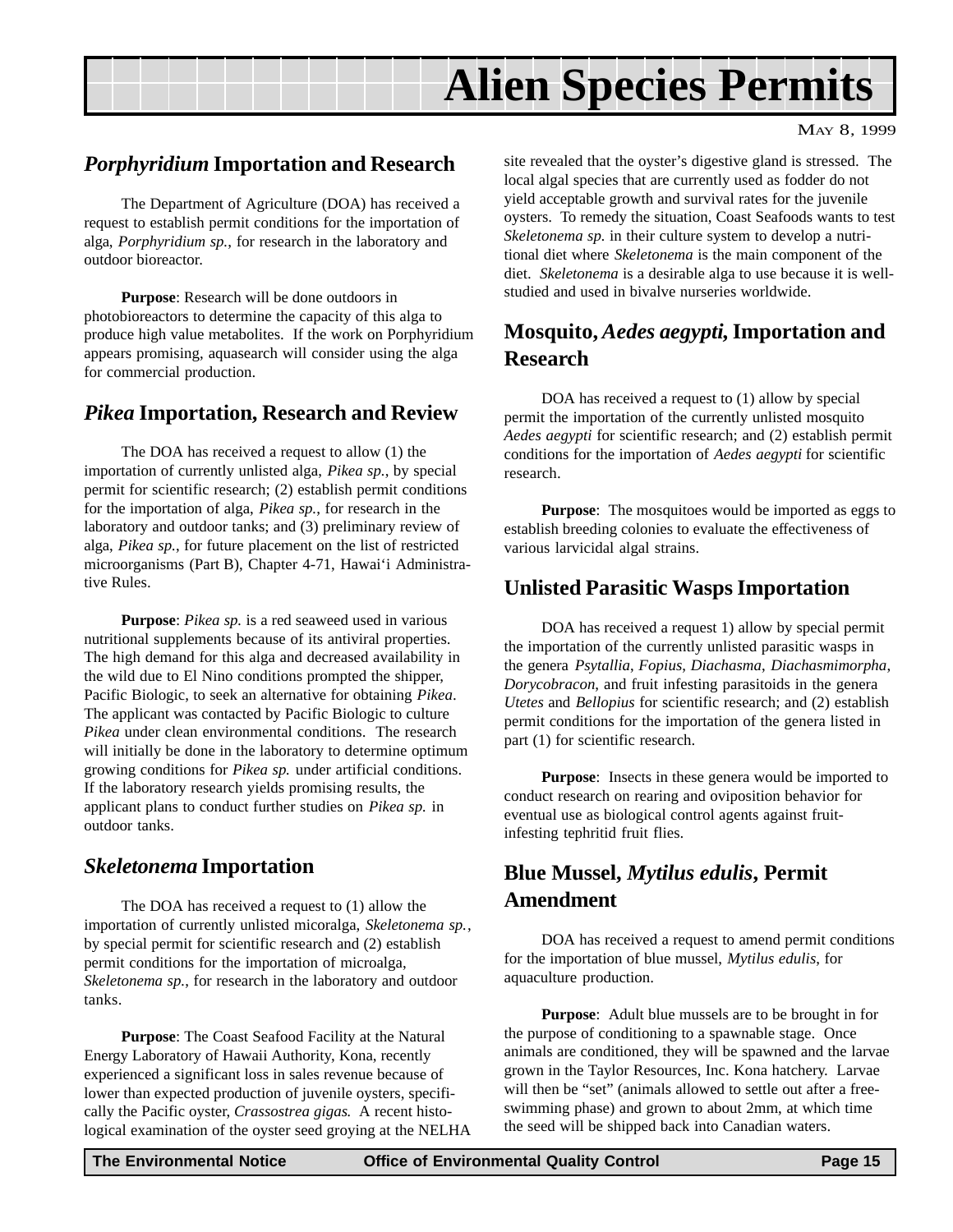# Alien Species Permits

MAY 8, 1999

## *Porphyridium* Importation and Research

The Department of Agriculture (DOA) has received a request to establish permit conditions for the importation of alga, *Porphyridium sp.*, for research in the laboratory and outdoor bioreactor.

**Purpose**: Research will be done outdoors in photobioreactors to determine the capacity of this alga to produce high value metabolites. If the work on Porphyridium appears promising, aquasearch will consider using the alga for commercial production.

## *Pikea* Importation, Research and Review

The DOA has received a request to allow (1) the importation of currently unlisted alga, *Pikea sp.*, by special permit for scientific research; (2) establish permit conditions for the importation of alga, *Pikea sp.*, for research in the laboratory and outdoor tanks; and (3) preliminary review of alga, *Pikea sp.*, for future placement on the list of restricted microorganisms (Part B), Chapter 4-71, Hawai'i Administrative Rules.

**Purpose**: *Pikea sp.* is a red seaweed used in various nutritional supplements because of its antiviral properties. The high demand for this alga and decreased availability in the wild due to El Nino conditions prompted the shipper, Pacific Biologic, to seek an alternative for obtaining *Pikea*. The applicant was contacted by Pacific Biologic to culture *Pikea* under clean environmental conditions. The research will initially be done in the laboratory to determine optimum growing conditions for *Pikea sp.* under artificial conditions. If the laboratory research yields promising results, the applicant plans to conduct further studies on *Pikea sp.* in outdoor tanks.

## *Skeletonema* Importation

The DOA has received a request to (1) allow the importation of currently unlisted micoralga, *Skeletonema sp.*, by special permit for scientific research and (2) establish permit conditions for the importation of microalga, *Skeletonema sp.*, for research in the laboratory and outdoor tanks.

**Purpose**: The Coast Seafood Facility at the Natural Energy Laboratory of Hawaii Authority, Kona, recently experienced a significant loss in sales revenue because of lower than expected production of juvenile oysters, specifically the Pacific oyster, *Crassostrea gigas.* A recent histological examination of the oyster seed groying at the NELHA site revealed that the oyster's digestive gland is stressed. The local algal species that are currently used as fodder do not yield acceptable growth and survival rates for the juvenile oysters. To remedy the situation, Coast Seafoods wants to test *Skeletonema sp.* in their culture system to develop a nutritional diet where *Skeletonema* is the main component of the diet. *Skeletonema* is a desirable alga to use because it is well-studied and used in bivalve nurseries worldwide.

## Mosquito, *Aedes aegypti*, Importation and Research

DOA has received a request to (1) allow by special permit the importation of the currently unlisted mosquito *Aedes aegypti* for scientific research; and (2) establish permit conditions for the importation of *Aedes aegypti* for scientific research.

**Purpose**: The mosquitoes would be imported as eggs to establish breeding colonies to evaluate the effectiveness of various larvicidal algal strains.

## Unlisted Parasitic Wasps Importation

DOA has received a request 1) allow by special permit the importation of the currently unlisted parasitic wasps in the genera *Psytallia*, *Fopius*, *Diachasma*, *Diachasmimorpha*, *Dorycobracon*, and fruit infesting parasitoids in the genera *Utetes* and *Bellopius* for scientific research; and (2) establish permit conditions for the importation of the genera listed in part (1) for scientific research.

**Purpose**: Insects in these genera would be imported to conduct research on rearing and oviposition behavior for eventual use as biological control agents against fruit-infesting tephritid fruit flies.

## Blue Mussel, *Mytilus edulis*, Permit Amendment

DOA has received a request to amend permit conditions for the importation of blue mussel, *Mytilus edulis*, for aquaculture production.

**Purpose**: Adult blue mussels are to be brought in for the purpose of conditioning to a spawnable stage. Once animals are conditioned, they will be spawned and the larvae grown in the Taylor Resources, Inc. Kona hatchery. Larvae will then be "set" (animals allowed to settle out after a free-swimming phase) and grown to about 2mm, at which time the seed will be shipped back into Canadian waters.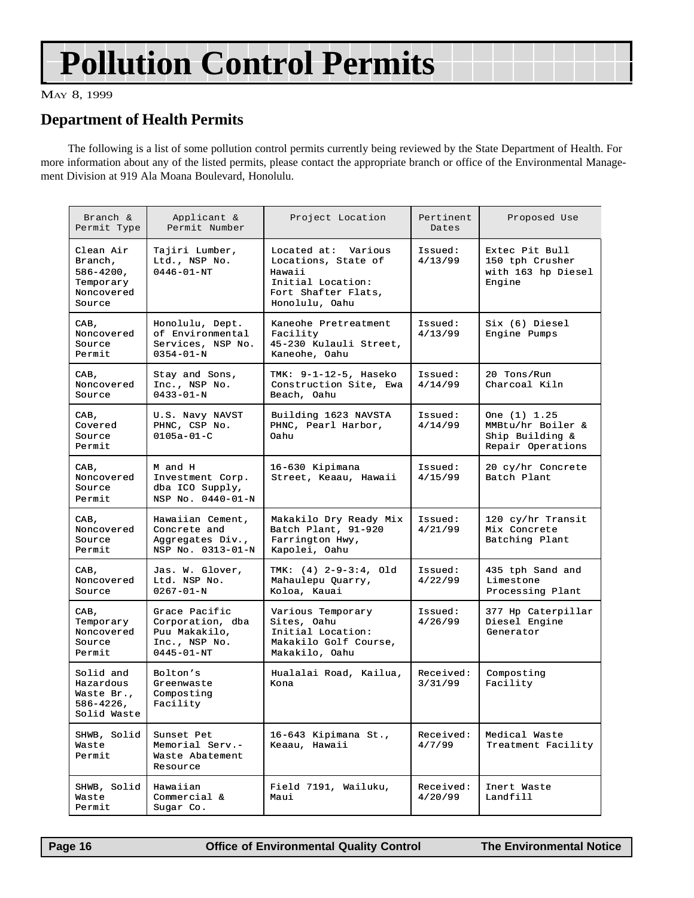# Pollution Control Permits

MAY 8, 1999

## Department of Health Permits

The following is a list of some pollution control permits currently being reviewed by the State Department of Health. For more information about any of the listed permits, please contact the appropriate branch or office of the Environmental Management Division at 919 Ala Moana Boulevard, Honolulu.

| Branch & Permit Type | Applicant & Permit Number | Project Location | Pertinent Dates | Proposed Use |
|---|---|---|---|---|
| Clean Air Branch, 586-4200, Temporary Noncovered Source | Tajiri Lumber, Ltd., NSP No. 0446-01-NT | Located at: Various Locations, State of Hawaii Initial Location: Fort Shafter Flats, Honolulu, Oahu | Issued: 4/13/99 | Extec Pit Bull 150 tph Crusher with 163 hp Diesel Engine |
| CAB, Noncovered Source Permit | Honolulu, Dept. of Environmental Services, NSP No. 0354-01-N | Kaneohe Pretreatment Facility 45-230 Kulauli Street, Kaneohe, Oahu | Issued: 4/13/99 | Six (6) Diesel Engine Pumps |
| CAB, Noncovered Source | Stay and Sons, Inc., NSP No. 0433-01-N | TMK: 9-1-12-5, Haseko Construction Site, Ewa Beach, Oahu | Issued: 4/14/99 | 20 Tons/Run Charcoal Kiln |
| CAB, Covered Source Permit | U.S. Navy NAVST PHNC, CSP No. 0105a-01-C | Building 1623 NAVSTA PHNC, Pearl Harbor, Oahu | Issued: 4/14/99 | One (1) 1.25 MMBtu/hr Boiler & Ship Building & Repair Operations |
| CAB, Noncovered Source Permit | M and H Investment Corp. dba ICO Supply, NSP No. 0440-01-N | 16-630 Kipimana Street, Keaau, Hawaii | Issued: 4/15/99 | 20 cy/hr Concrete Batch Plant |
| CAB, Noncovered Source Permit | Hawaiian Cement, Concrete and Aggregates Div., NSP No. 0313-01-N | Makakilo Dry Ready Mix Batch Plant, 91-920 Farrington Hwy, Kapolei, Oahu | Issued: 4/21/99 | 120 cy/hr Transit Mix Concrete Batching Plant |
| CAB, Noncovered Source | Jas. W. Glover, Ltd. NSP No. 0267-01-N | TMK: (4) 2-9-3:4, Old Mahaulepu Quarry, Koloa, Kauai | Issued: 4/22/99 | 435 tph Sand and Limestone Processing Plant |
| CAB, Temporary Noncovered Source Permit | Grace Pacific Corporation, dba Puu Makakilo, Inc., NSP No. 0445-01-NT | Various Temporary Sites, Oahu Initial Location: Makakilo Golf Course, Makakilo, Oahu | Issued: 4/26/99 | 377 Hp Caterpillar Diesel Engine Generator |
| Solid and Hazardous Waste Br., 586-4226, Solid Waste | Bolton's Greenwaste Composting Facility | Hualalai Road, Kailua, Kona | Received: 3/31/99 | Composting Facility |
| SHWB, Solid Waste Permit | Sunset Pet Memorial Serv.- Waste Abatement Resource | 16-643 Kipimana St., Keaau, Hawaii | Received: 4/7/99 | Medical Waste Treatment Facility |
| SHWB, Solid Waste Permit | Hawaiian Commercial & Sugar Co. | Field 7191, Wailuku, Maui | Received: 4/20/99 | Inert Waste Landfill |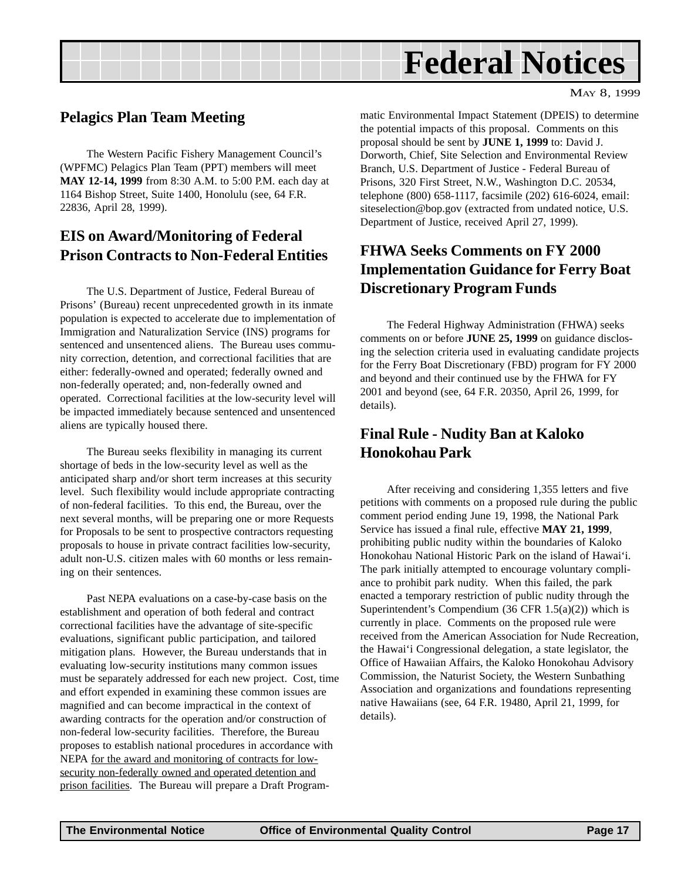# Federal Notices

MAY 8, 1999

## Pelagics Plan Team Meeting

The Western Pacific Fishery Management Council's (WPFMC) Pelagics Plan Team (PPT) members will meet **MAY 12-14, 1999** from 8:30 A.M. to 5:00 P.M. each day at 1164 Bishop Street, Suite 1400, Honolulu (see, 64 F.R. 22836, April 28, 1999).

## EIS on Award/Monitoring of Federal Prison Contracts to Non-Federal Entities

The U.S. Department of Justice, Federal Bureau of Prisons' (Bureau) recent unprecedented growth in its inmate population is expected to accelerate due to implementation of Immigration and Naturalization Service (INS) programs for sentenced and unsentenced aliens. The Bureau uses community correction, detention, and correctional facilities that are either: federally-owned and operated; federally owned and non-federally operated; and, non-federally owned and operated. Correctional facilities at the low-security level will be impacted immediately because sentenced and unsentenced aliens are typically housed there.

The Bureau seeks flexibility in managing its current shortage of beds in the low-security level as well as the anticipated sharp and/or short term increases at this security level. Such flexibility would include appropriate contracting of non-federal facilities. To this end, the Bureau, over the next several months, will be preparing one or more Requests for Proposals to be sent to prospective contractors requesting proposals to house in private contract facilities low-security, adult non-U.S. citizen males with 60 months or less remaining on their sentences.

Past NEPA evaluations on a case-by-case basis on the establishment and operation of both federal and contract correctional facilities have the advantage of site-specific evaluations, significant public participation, and tailored mitigation plans. However, the Bureau understands that in evaluating low-security institutions many common issues must be separately addressed for each new project. Cost, time and effort expended in examining these common issues are magnified and can become impractical in the context of awarding contracts for the operation and/or construction of non-federal low-security facilities. Therefore, the Bureau proposes to establish national procedures in accordance with NEPA <u>for the award and monitoring of contracts for low-security non-federally owned and operated detention and prison facilities</u>. The Bureau will prepare a Draft Programmatic Environmental Impact Statement (DPEIS) to determine the potential impacts of this proposal. Comments on this proposal should be sent by **JUNE 1, 1999** to: David J. Dorworth, Chief, Site Selection and Environmental Review Branch, U.S. Department of Justice - Federal Bureau of Prisons, 320 First Street, N.W., Washington D.C. 20534, telephone (800) 658-1117, facsimile (202) 616-6024, email: siteselection@bop.gov (extracted from undated notice, U.S. Department of Justice, received April 27, 1999).

## FHWA Seeks Comments on FY 2000 Implementation Guidance for Ferry Boat Discretionary Program Funds

The Federal Highway Administration (FHWA) seeks comments on or before **JUNE 25, 1999** on guidance disclosing the selection criteria used in evaluating candidate projects for the Ferry Boat Discretionary (FBD) program for FY 2000 and beyond and their continued use by the FHWA for FY 2001 and beyond (see, 64 F.R. 20350, April 26, 1999, for details).

## Final Rule - Nudity Ban at Kaloko Honokohau Park

After receiving and considering 1,355 letters and five petitions with comments on a proposed rule during the public comment period ending June 19, 1998, the National Park Service has issued a final rule, effective **MAY 21, 1999**, prohibiting public nudity within the boundaries of Kaloko Honokohau National Historic Park on the island of Hawai'i. The park initially attempted to encourage voluntary compliance to prohibit park nudity. When this failed, the park enacted a temporary restriction of public nudity through the Superintendent's Compendium (36 CFR 1.5(a)(2)) which is currently in place. Comments on the proposed rule were received from the American Association for Nude Recreation, the Hawai'i Congressional delegation, a state legislator, the Office of Hawaiian Affairs, the Kaloko Honokohau Advisory Commission, the Naturist Society, the Western Sunbathing Association and organizations and foundations representing native Hawaiians (see, 64 F.R. 19480, April 21, 1999, for details).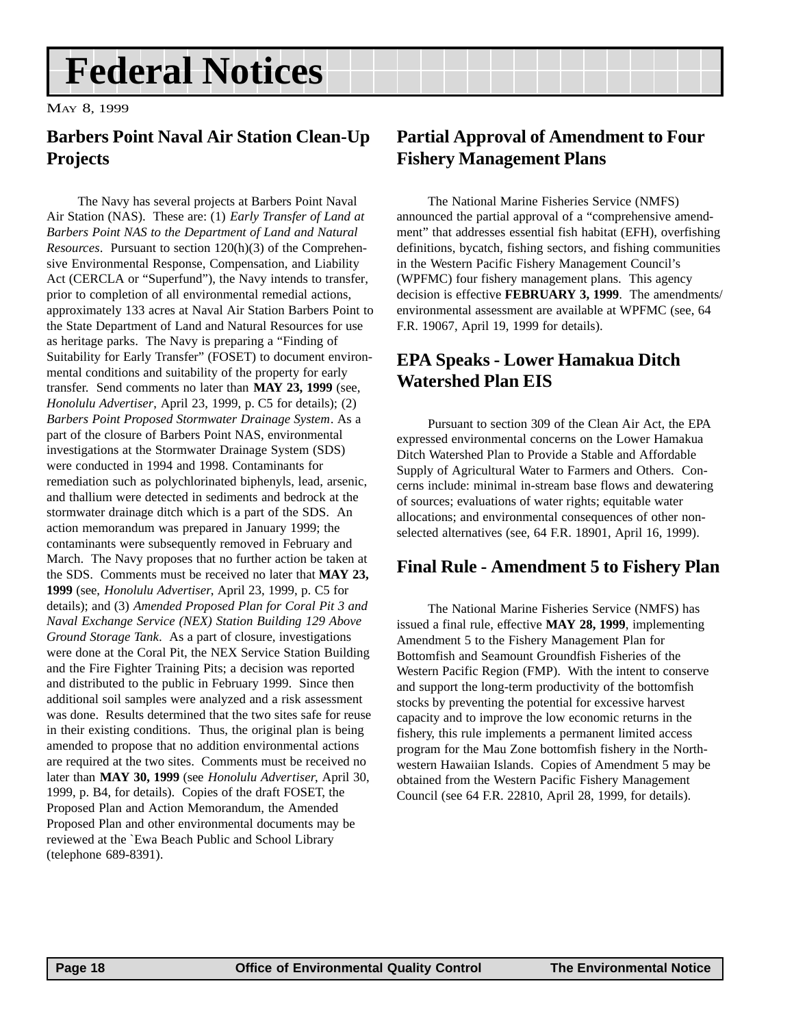# Federal Notices

MAY 8, 1999

## Barbers Point Naval Air Station Clean-Up Projects

The Navy has several projects at Barbers Point Naval Air Station (NAS). These are: (1) *Early Transfer of Land at Barbers Point NAS to the Department of Land and Natural Resources*. Pursuant to section 120(h)(3) of the Comprehensive Environmental Response, Compensation, and Liability Act (CERCLA or "Superfund"), the Navy intends to transfer, prior to completion of all environmental remedial actions, approximately 133 acres at Naval Air Station Barbers Point to the State Department of Land and Natural Resources for use as heritage parks. The Navy is preparing a "Finding of Suitability for Early Transfer" (FOSET) to document environmental conditions and suitability of the property for early transfer. Send comments no later than **MAY 23, 1999** (see, *Honolulu Advertiser*, April 23, 1999, p. C5 for details); (2) *Barbers Point Proposed Stormwater Drainage System*. As a part of the closure of Barbers Point NAS, environmental investigations at the Stormwater Drainage System (SDS) were conducted in 1994 and 1998. Contaminants for remediation such as polychlorinated biphenyls, lead, arsenic, and thallium were detected in sediments and bedrock at the stormwater drainage ditch which is a part of the SDS. An action memorandum was prepared in January 1999; the contaminants were subsequently removed in February and March. The Navy proposes that no further action be taken at the SDS. Comments must be received no later that **MAY 23, 1999** (see, *Honolulu Advertiser*, April 23, 1999, p. C5 for details); and (3) *Amended Proposed Plan for Coral Pit 3 and Naval Exchange Service (NEX) Station Building 129 Above Ground Storage Tank*. As a part of closure, investigations were done at the Coral Pit, the NEX Service Station Building and the Fire Fighter Training Pits; a decision was reported and distributed to the public in February 1999. Since then additional soil samples were analyzed and a risk assessment was done. Results determined that the two sites safe for reuse in their existing conditions. Thus, the original plan is being amended to propose that no addition environmental actions are required at the two sites. Comments must be received no later than **MAY 30, 1999** (see *Honolulu Advertiser*, April 30, 1999, p. B4, for details). Copies of the draft FOSET, the Proposed Plan and Action Memorandum, the Amended Proposed Plan and other environmental documents may be reviewed at the `Ewa Beach Public and School Library (telephone 689-8391).

## Partial Approval of Amendment to Four Fishery Management Plans

The National Marine Fisheries Service (NMFS) announced the partial approval of a "comprehensive amendment" that addresses essential fish habitat (EFH), overfishing definitions, bycatch, fishing sectors, and fishing communities in the Western Pacific Fishery Management Council's (WPFMC) four fishery management plans. This agency decision is effective **FEBRUARY 3, 1999**. The amendments/ environmental assessment are available at WPFMC (see, 64 F.R. 19067, April 19, 1999 for details).

## EPA Speaks - Lower Hamakua Ditch Watershed Plan EIS

Pursuant to section 309 of the Clean Air Act, the EPA expressed environmental concerns on the Lower Hamakua Ditch Watershed Plan to Provide a Stable and Affordable Supply of Agricultural Water to Farmers and Others. Concerns include: minimal in-stream base flows and dewatering of sources; evaluations of water rights; equitable water allocations; and environmental consequences of other non-selected alternatives (see, 64 F.R. 18901, April 16, 1999).

## Final Rule - Amendment 5 to Fishery Plan

The National Marine Fisheries Service (NMFS) has issued a final rule, effective **MAY 28, 1999**, implementing Amendment 5 to the Fishery Management Plan for Bottomfish and Seamount Groundfish Fisheries of the Western Pacific Region (FMP). With the intent to conserve and support the long-term productivity of the bottomfish stocks by preventing the potential for excessive harvest capacity and to improve the low economic returns in the fishery, this rule implements a permanent limited access program for the Mau Zone bottomfish fishery in the Northwestern Hawaiian Islands. Copies of Amendment 5 may be obtained from the Western Pacific Fishery Management Council (see 64 F.R. 22810, April 28, 1999, for details).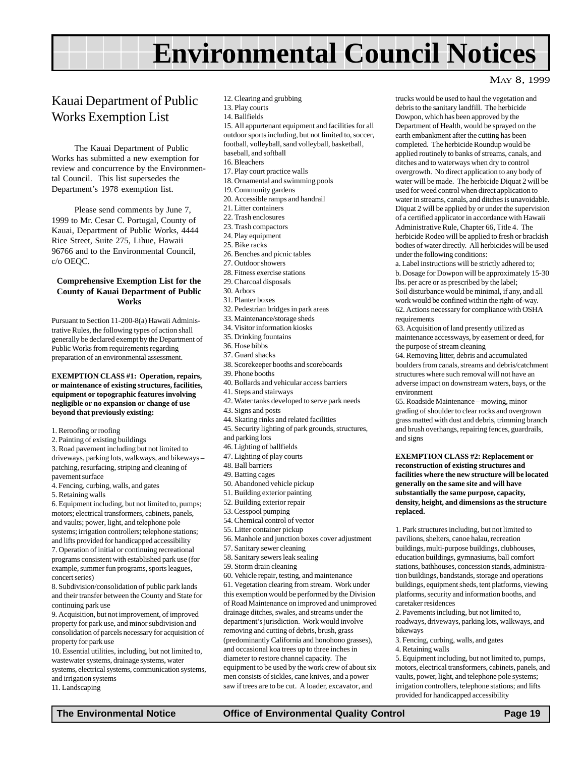# Environmental Council Notices

MAY 8, 1999

## Kauai Department of Public Works Exemption List

The Kauai Department of Public Works has submitted a new exemption for review and concurrence by the Environmental Council. This list supersedes the Department's 1978 exemption list.

Please send comments by June 7, 1999 to Mr. Cesar C. Portugal, County of Kauai, Department of Public Works, 4444 Rice Street, Suite 275, Lihue, Hawaii 96766 and to the Environmental Council, c/o OEQC.

**Comprehensive Exemption List for the County of Kauai Department of Public Works**

Pursuant to Section 11-200-8(a) Hawaii Administrative Rules, the following types of action shall generally be declared exempt by the Department of Public Works from requirements regarding preparation of an environmental assessment.

**EXEMPTION CLASS #1: Operation, repairs, or maintenance of existing structures, facilities, equipment or topographic features involving negligible or no expansion or change of use beyond that previously existing:**

1. Reroofing or roofing
2. Painting of existing buildings
3. Road pavement including but not limited to driveways, parking lots, walkways, and bikeways – patching, resurfacing, striping and cleaning of pavement surface
4. Fencing, curbing, walls, and gates
5. Retaining walls
6. Equipment including, but not limited to, pumps; motors; electrical transformers, cabinets, panels, and vaults; power, light, and telephone pole systems; irrigation controllers; telephone stations; and lifts provided for handicapped accessibility
7. Operation of initial or continuing recreational programs consistent with established park use (for example, summer fun programs, sports leagues, concert series)
8. Subdivision/consolidation of public park lands and their transfer between the County and State for continuing park use
9. Acquisition, but not improvement, of improved property for park use, and minor subdivision and consolidation of parcels necessary for acquisition of property for park use
10. Essential utilities, including, but not limited to, wastewater systems, drainage systems, water systems, electrical systems, communication systems, and irrigation systems
11. Landscaping
12. Clearing and grubbing
13. Play courts
14. Ballfields
15. All appurtenant equipment and facilities for all outdoor sports including, but not limited to, soccer, football, volleyball, sand volleyball, basketball, baseball, and softball
16. Bleachers
17. Play court practice walls
18. Ornamental and swimming pools
19. Community gardens
20. Accessible ramps and handrail
21. Litter containers
22. Trash enclosures
23. Trash compactors
24. Play equipment
25. Bike racks
26. Benches and picnic tables
27. Outdoor showers
28. Fitness exercise stations
29. Charcoal disposals
30. Arbors
31. Planter boxes
32. Pedestrian bridges in park areas
33. Maintenance/storage sheds
34. Visitor information kiosks
35. Drinking fountains
36. Hose bibbs
37. Guard shacks
38. Scorekeeper booths and scoreboards
39. Phone booths
40. Bollards and vehicular access barriers
41. Steps and stairways
42. Water tanks developed to serve park needs
43. Signs and posts
44. Skating rinks and related facilities
45. Security lighting of park grounds, structures, and parking lots
46. Lighting of ballfields
47. Lighting of play courts
48. Ball barriers
49. Batting cages
50. Abandoned vehicle pickup
51. Building exterior painting
52. Building exterior repair
53. Cesspool pumping
54. Chemical control of vector
55. Litter container pickup
56. Manhole and junction boxes cover adjustment
57. Sanitary sewer cleaning
58. Sanitary sewers leak sealing
59. Storm drain cleaning
60. Vehicle repair, testing, and maintenance
61. Vegetation clearing from stream. Work under this exemption would be performed by the Division of Road Maintenance on improved and unimproved drainage ditches, swales, and streams under the department's jurisdiction. Work would involve removing and cutting of debris, brush, grass (predominantly California and honohono grasses), and occasional koa trees up to three inches in diameter to restore channel capacity. The equipment to be used by the work crew of about six men consists of sickles, cane knives, and a power saw if trees are to be cut. A loader, excavator, and trucks would be used to haul the vegetation and debris to the sanitary landfill. The herbicide Dowpon, which has been approved by the Department of Health, would be sprayed on the earth embankment after the cutting has been completed. The herbicide Roundup would be applied routinely to banks of streams, canals, and ditches and to waterways when dry to control overgrowth. No direct application to any body of water will be made. The herbicide Diquat 2 will be used for weed control when direct application to water in streams, canals, and ditches is unavoidable. Diquat 2 will be applied by or under the supervision of a certified applicator in accordance with Hawaii Administrative Rule, Chapter 66, Title 4. The herbicide Rodeo will be applied to fresh or brackish bodies of water directly. All herbicides will be used under the following conditions:
   a. Label instructions will be strictly adhered to;
   b. Dosage for Dowpon will be approximately 15-30 lbs. per acre or as prescribed by the label;
   Soil disturbance would be minimal, if any, and all work would be confined within the right-of-way.
62. Actions necessary for compliance with OSHA requirements
63. Acquisition of land presently utilized as maintenance accessways, by easement or deed, for the purpose of stream cleaning
64. Removing litter, debris and accumulated boulders from canals, streams and debris/catchment structures where such removal will not have an adverse impact on downstream waters, bays, or the environment
65. Roadside Maintenance – mowing, minor grading of shoulder to clear rocks and overgrown grass matted with dust and debris, trimming branch and brush overhangs, repairing fences, guardrails, and signs

**EXEMPTION CLASS #2: Replacement or reconstruction of existing structures and facilities where the new structure will be located generally on the same site and will have substantially the same purpose, capacity, density, height, and dimensions as the structure replaced.**

1. Park structures including, but not limited to pavilions, shelters, canoe halau, recreation buildings, multi-purpose buildings, clubhouses, education buildings, gymnasiums, ball comfort stations, bathhouses, concession stands, administration buildings, bandstands, storage and operations buildings, equipment sheds, tent platforms, viewing platforms, security and information booths, and caretaker residences
2. Pavements including, but not limited to, roadways, driveways, parking lots, walkways, and bikeways
3. Fencing, curbing, walls, and gates
4. Retaining walls
5. Equipment including, but not limited to, pumps, motors, electrical transformers, cabinets, panels, and vaults, power, light, and telephone pole systems; irrigation controllers, telephone stations; and lifts provided for handicapped accessibility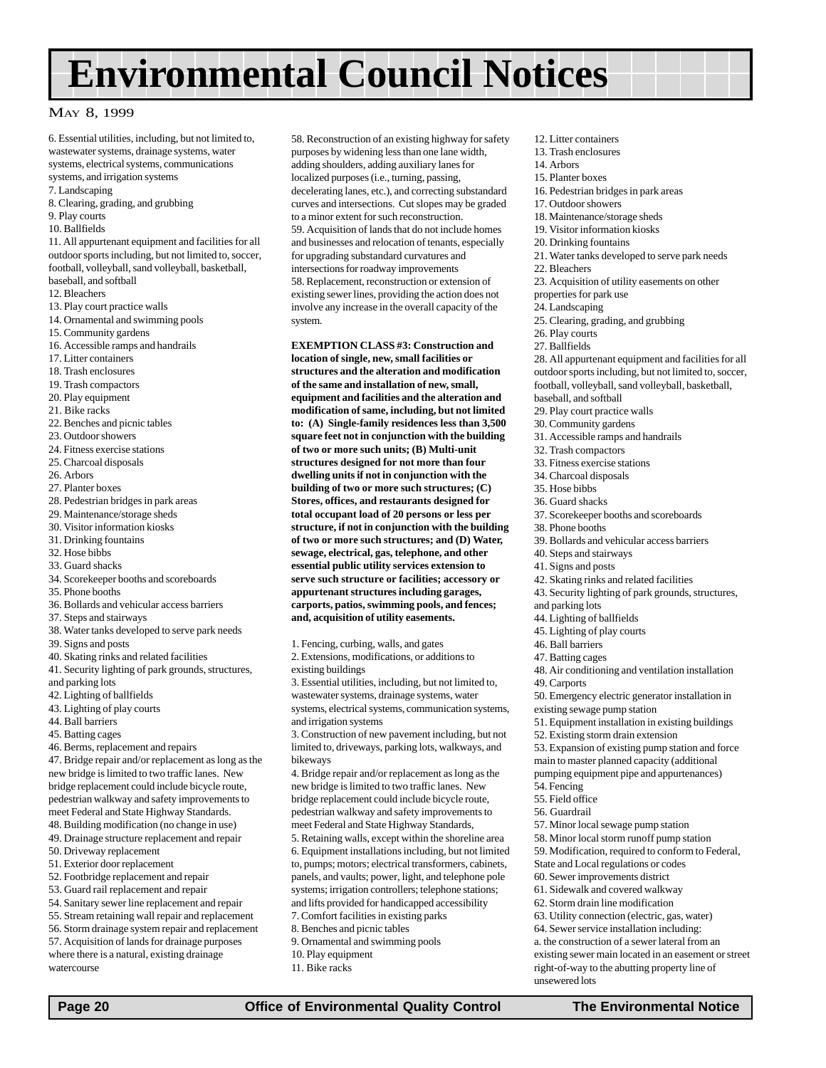6. Essential utilities, including, but not limited to, wastewater systems, drainage systems, water systems, electrical systems, communications systems, and irrigation systems
7. Landscaping
8. Clearing, grading, and grubbing
9. Play courts
10. Ballfields
11. All appurtenant equipment and facilities for all outdoor sports including, but not limited to, soccer, football, volleyball, sand volleyball, basketball, baseball, and softball
12. Bleachers
13. Play court practice walls
14. Ornamental and swimming pools
15. Community gardens
16. Accessible ramps and handrails
17. Litter containers
18. Trash enclosures
19. Trash compactors
20. Play equipment
21. Bike racks
22. Benches and picnic tables
23. Outdoor showers
24. Fitness exercise stations
25. Charcoal disposals
26. Arbors
27. Planter boxes
28. Pedestrian bridges in park areas
29. Maintenance/storage sheds
30. Visitor information kiosks
31. Drinking fountains
32. Hose bibbs
33. Guard shacks
34. Scorekeeper booths and scoreboards
35. Phone booths
36. Bollards and vehicular access barriers
37. Steps and stairways
38. Water tanks developed to serve park needs
39. Signs and posts
40. Skating rinks and related facilities
41. Security lighting of park grounds, structures, and parking lots
42. Lighting of ballfields
43. Lighting of play courts
44. Ball barriers
45. Batting cages
46. Berms, replacement and repairs
47. Bridge repair and/or replacement as long as the new bridge is limited to two traffic lanes. New bridge replacement could include bicycle route, pedestrian walkway and safety improvements to meet Federal and State Highway Standards.
48. Building modification (no change in use)
49. Drainage structure replacement and repair
50. Driveway replacement
51. Exterior door replacement
52. Footbridge replacement and repair
53. Guard rail replacement and repair
54. Sanitary sewer line replacement and repair
55. Stream retaining wall repair and replacement
56. Storm drainage system repair and replacement
57. Acquisition of lands for drainage purposes where there is a natural, existing drainage watercourse
58. Reconstruction of an existing highway for safety purposes by widening less than one lane width, adding shoulders, adding auxiliary lanes for localized purposes (i.e., turning, passing, decelerating lanes, etc.), and correcting substandard curves and intersections. Cut slopes may be graded to a minor extent for such reconstruction.
59. Acquisition of lands that do not include homes and businesses and relocation of tenants, especially for upgrading substandard curvatures and intersections for roadway improvements
58. Replacement, reconstruction or extension of existing sewer lines, providing the action does not involve any increase in the overall capacity of the system.

**EXEMPTION CLASS #3: Construction and location of single, new, small facilities or structures and the alteration and modification of the same and installation of new, small, equipment and facilities and the alteration and modification of same, including, but not limited to: (A) Single-family residences less than 3,500 square feet not in conjunction with the building of two or more such units; (B) Multi-unit structures designed for not more than four dwelling units if not in conjunction with the building of two or more such structures; (C) Stores, offices, and restaurants designed for total occupant load of 20 persons or less per structure, if not in conjunction with the building of two or more such structures; and (D) Water, sewage, electrical, gas, telephone, and other essential public utility services extension to serve such structure or facilities; accessory or appurtenant structures including garages, carports, patios, swimming pools, and fences; and, acquisition of utility easements.**

1. Fencing, curbing, walls, and gates
2. Extensions, modifications, or additions to existing buildings
3. Essential utilities, including, but not limited to, wastewater systems, drainage systems, water systems, electrical systems, communication systems, and irrigation systems
3. Construction of new pavement including, but not limited to, driveways, parking lots, walkways, and bikeways
4. Bridge repair and/or replacement as long as the new bridge is limited to two traffic lanes. New bridge replacement could include bicycle route, pedestrian walkway and safety improvements to meet Federal and State Highway Standards,
5. Retaining walls, except within the shoreline area
6. Equipment installations including, but not limited to, pumps; motors; electrical transformers, cabinets, panels, and vaults; power, light, and telephone pole systems; irrigation controllers; telephone stations; and lifts provided for handicapped accessibility
7. Comfort facilities in existing parks
8. Benches and picnic tables
9. Ornamental and swimming pools
10. Play equipment
11. Bike racks
12. Litter containers
13. Trash enclosures
14. Arbors
15. Planter boxes
16. Pedestrian bridges in park areas
17. Outdoor showers
18. Maintenance/storage sheds
19. Visitor information kiosks
20. Drinking fountains
21. Water tanks developed to serve park needs
22. Bleachers
23. Acquisition of utility easements on other properties for park use
24. Landscaping
25. Clearing, grading, and grubbing
26. Play courts
27. Ballfields
28. All appurtenant equipment and facilities for all outdoor sports including, but not limited to, soccer, football, volleyball, sand volleyball, basketball, baseball, and softball
29. Play court practice walls
30. Community gardens
31. Accessible ramps and handrails
32. Trash compactors
33. Fitness exercise stations
34. Charcoal disposals
35. Hose bibbs
36. Guard shacks
37. Scorekeeper booths and scoreboards
38. Phone booths
39. Bollards and vehicular access barriers
40. Steps and stairways
41. Signs and posts
42. Skating rinks and related facilities
43. Security lighting of park grounds, structures, and parking lots
44. Lighting of ballfields
45. Lighting of play courts
46. Ball barriers
47. Batting cages
48. Air conditioning and ventilation installation
49. Carports
50. Emergency electric generator installation in existing sewage pump station
51. Equipment installation in existing buildings
52. Existing storm drain extension
53. Expansion of existing pump station and force main to master planned capacity (additional pumping equipment pipe and appurtenances)
54. Fencing
55. Field office
56. Guardrail
57. Minor local sewage pump station
58. Minor local storm runoff pump station
59. Modification, required to conform to Federal, State and Local regulations or codes
60. Sewer improvements district
61. Sidewalk and covered walkway
62. Storm drain line modification
63. Utility connection (electric, gas, water)
64. Sewer service installation including:

a. the construction of a sewer lateral from an existing sewer main located in an easement or street right-of-way to the abutting property line of unsewered lots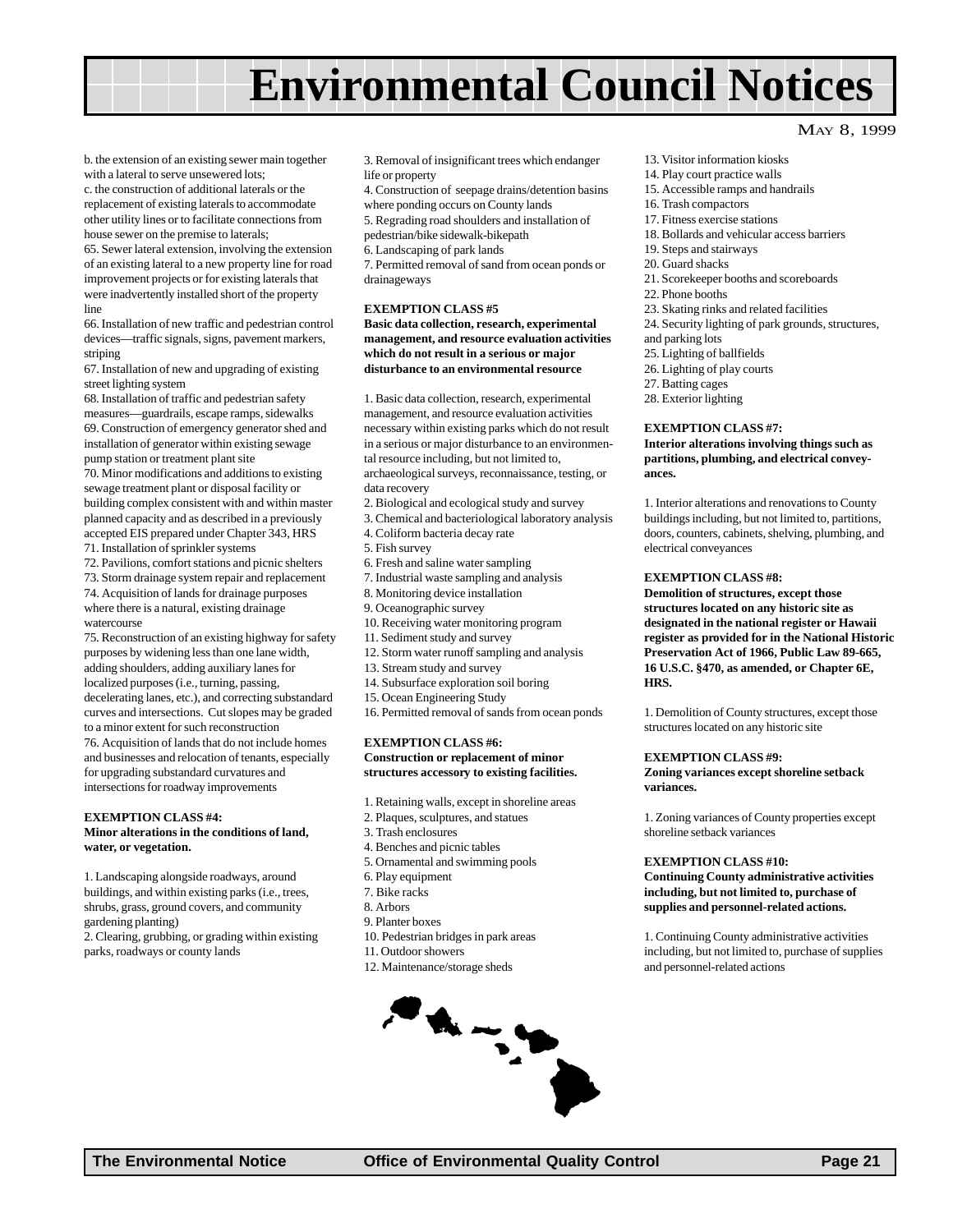b. the extension of an existing sewer main together with a lateral to serve unsewered lots;

c. the construction of additional laterals or the replacement of existing laterals to accommodate other utility lines or to facilitate connections from house sewer on the premise to laterals;

65. Sewer lateral extension, involving the extension of an existing lateral to a new property line for road improvement projects or for existing laterals that were inadvertently installed short of the property line

66. Installation of new traffic and pedestrian control devices—traffic signals, signs, pavement markers, striping

67. Installation of new and upgrading of existing street lighting system

68. Installation of traffic and pedestrian safety measures—guardrails, escape ramps, sidewalks

69. Construction of emergency generator shed and installation of generator within existing sewage pump station or treatment plant site

70. Minor modifications and additions to existing sewage treatment plant or disposal facility or building complex consistent with and within master planned capacity and as described in a previously accepted EIS prepared under Chapter 343, HRS

71. Installation of sprinkler systems

72. Pavilions, comfort stations and picnic shelters

73. Storm drainage system repair and replacement

74. Acquisition of lands for drainage purposes where there is a natural, existing drainage watercourse

75. Reconstruction of an existing highway for safety purposes by widening less than one lane width, adding shoulders, adding auxiliary lanes for localized purposes (i.e., turning, passing, decelerating lanes, etc.), and correcting substandard curves and intersections. Cut slopes may be graded to a minor extent for such reconstruction

76. Acquisition of lands that do not include homes and businesses and relocation of tenants, especially for upgrading substandard curvatures and intersections for roadway improvements

**EXEMPTION CLASS #4:**
**Minor alterations in the conditions of land, water, or vegetation.**

1. Landscaping alongside roadways, around buildings, and within existing parks (i.e., trees, shrubs, grass, ground covers, and community gardening planting)
2. Clearing, grubbing, or grading within existing parks, roadways or county lands
3. Removal of insignificant trees which endanger life or property
4. Construction of seepage drains/detention basins where ponding occurs on County lands
5. Regrading road shoulders and installation of pedestrian/bike sidewalk-bikepath
6. Landscaping of park lands
7. Permitted removal of sand from ocean ponds or drainageways

**EXEMPTION CLASS #5**
**Basic data collection, research, experimental management, and resource evaluation activities which do not result in a serious or major disturbance to an environmental resource**

1. Basic data collection, research, experimental management, and resource evaluation activities necessary within existing parks which do not result in a serious or major disturbance to an environmental resource including, but not limited to, archaeological surveys, reconnaissance, testing, or data recovery
2. Biological and ecological study and survey
3. Chemical and bacteriological laboratory analysis
4. Coliform bacteria decay rate
5. Fish survey
6. Fresh and saline water sampling
7. Industrial waste sampling and analysis
8. Monitoring device installation
9. Oceanographic survey
10. Receiving water monitoring program
11. Sediment study and survey
12. Storm water runoff sampling and analysis
13. Stream study and survey
14. Subsurface exploration soil boring
15. Ocean Engineering Study
16. Permitted removal of sands from ocean ponds

**EXEMPTION CLASS #6:**
**Construction or replacement of minor structures accessory to existing facilities.**

1. Retaining walls, except in shoreline areas
2. Plaques, sculptures, and statues
3. Trash enclosures
4. Benches and picnic tables
5. Ornamental and swimming pools
6. Play equipment
7. Bike racks
8. Arbors
9. Planter boxes
10. Pedestrian bridges in park areas
11. Outdoor showers
12. Maintenance/storage sheds
13. Visitor information kiosks
14. Play court practice walls
15. Accessible ramps and handrails
16. Trash compactors
17. Fitness exercise stations
18. Bollards and vehicular access barriers
19. Steps and stairways
20. Guard shacks
21. Scorekeeper booths and scoreboards
22. Phone booths
23. Skating rinks and related facilities
24. Security lighting of park grounds, structures, and parking lots
25. Lighting of ballfields
26. Lighting of play courts
27. Batting cages
28. Exterior lighting

**EXEMPTION CLASS #7:**
**Interior alterations involving things such as partitions, plumbing, and electrical conveyances.**

1. Interior alterations and renovations to County buildings including, but not limited to, partitions, doors, counters, cabinets, shelving, plumbing, and electrical conveyances

**EXEMPTION CLASS #8:**
**Demolition of structures, except those structures located on any historic site as designated in the national register or Hawaii register as provided for in the National Historic Preservation Act of 1966, Public Law 89-665, 16 U.S.C. §470, as amended, or Chapter 6E, HRS.**

1. Demolition of County structures, except those structures located on any historic site

**EXEMPTION CLASS #9:**
**Zoning variances except shoreline setback variances.**

1. Zoning variances of County properties except shoreline setback variances

**EXEMPTION CLASS #10:**
**Continuing County administrative activities including, but not limited to, purchase of supplies and personnel-related actions.**

1. Continuing County administrative activities including, but not limited to, purchase of supplies and personnel-related actions